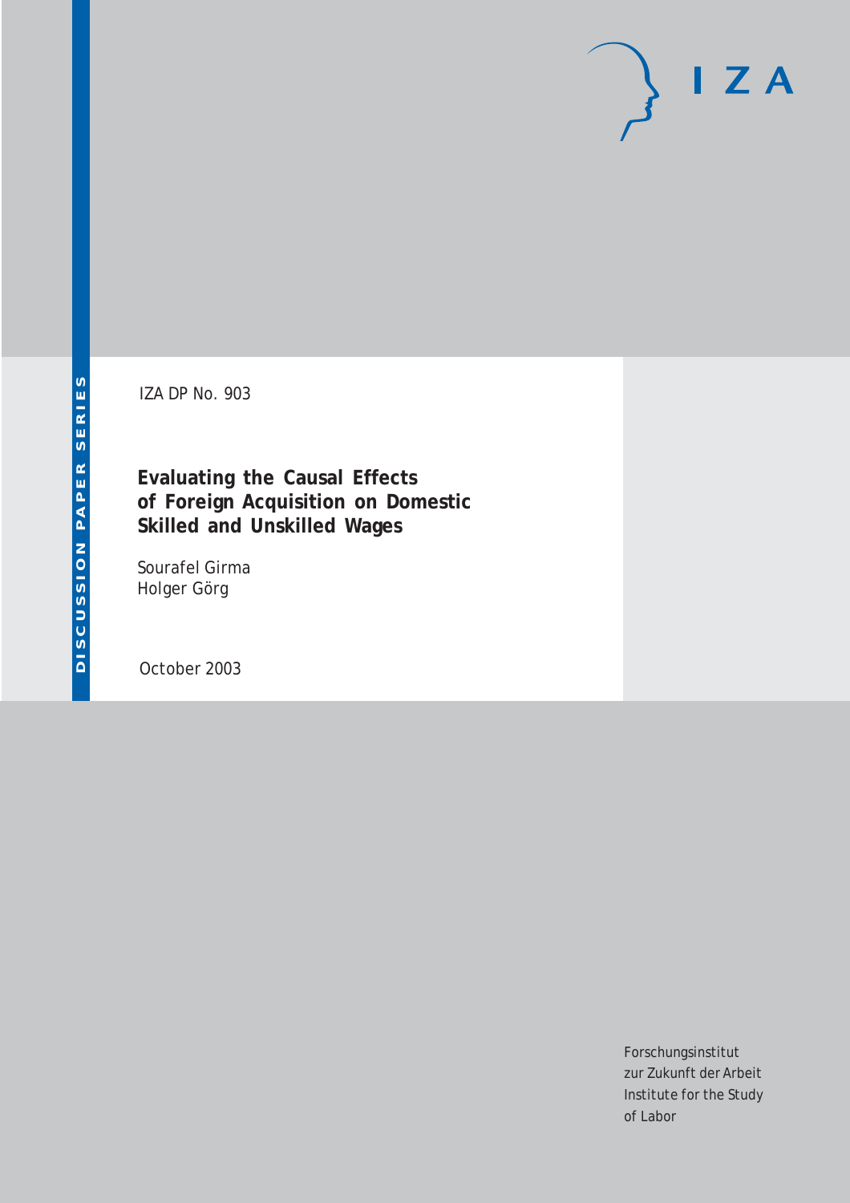DISCUSSION PAPER SERIES

IZA

IZA DP No. 903

# Evaluating the Causal Effects of Foreign Acquisition on Domestic Skilled and Unskilled Wages

Sourafel Girma
Holger Görg

October 2003

Forschungsinstitut
zur Zukunft der Arbeit
Institute for the Study
of Labor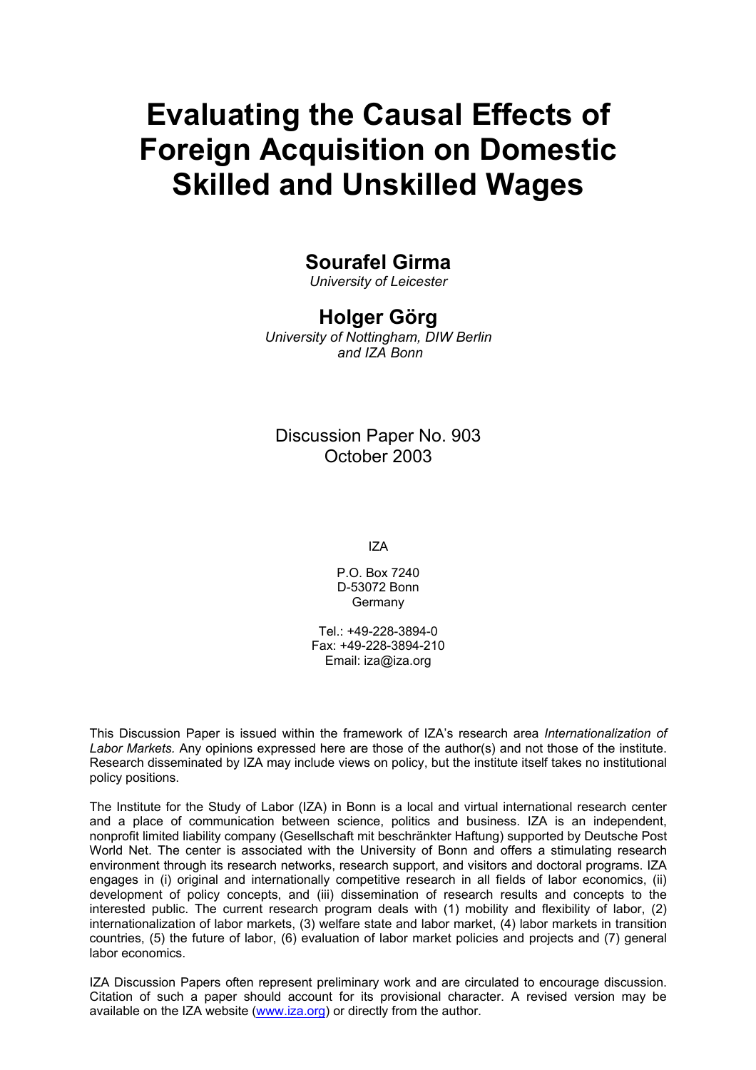# Evaluating the Causal Effects of Foreign Acquisition on Domestic Skilled and Unskilled Wages

## Sourafel Girma

*University of Leicester*

## Holger Görg

*University of Nottingham, DIW Berlin and IZA Bonn*

Discussion Paper No. 903
October 2003

IZA

P.O. Box 7240
D-53072 Bonn
Germany

Tel.: +49-228-3894-0
Fax: +49-228-3894-210
Email: iza@iza.org

This Discussion Paper is issued within the framework of IZA's research area *Internationalization of Labor Markets.* Any opinions expressed here are those of the author(s) and not those of the institute. Research disseminated by IZA may include views on policy, but the institute itself takes no institutional policy positions.

The Institute for the Study of Labor (IZA) in Bonn is a local and virtual international research center and a place of communication between science, politics and business. IZA is an independent, nonprofit limited liability company (Gesellschaft mit beschränkter Haftung) supported by Deutsche Post World Net. The center is associated with the University of Bonn and offers a stimulating research environment through its research networks, research support, and visitors and doctoral programs. IZA engages in (i) original and internationally competitive research in all fields of labor economics, (ii) development of policy concepts, and (iii) dissemination of research results and concepts to the interested public. The current research program deals with (1) mobility and flexibility of labor, (2) internationalization of labor markets, (3) welfare state and labor market, (4) labor markets in transition countries, (5) the future of labor, (6) evaluation of labor market policies and projects and (7) general labor economics.

IZA Discussion Papers often represent preliminary work and are circulated to encourage discussion. Citation of such a paper should account for its provisional character. A revised version may be available on the IZA website (www.iza.org) or directly from the author.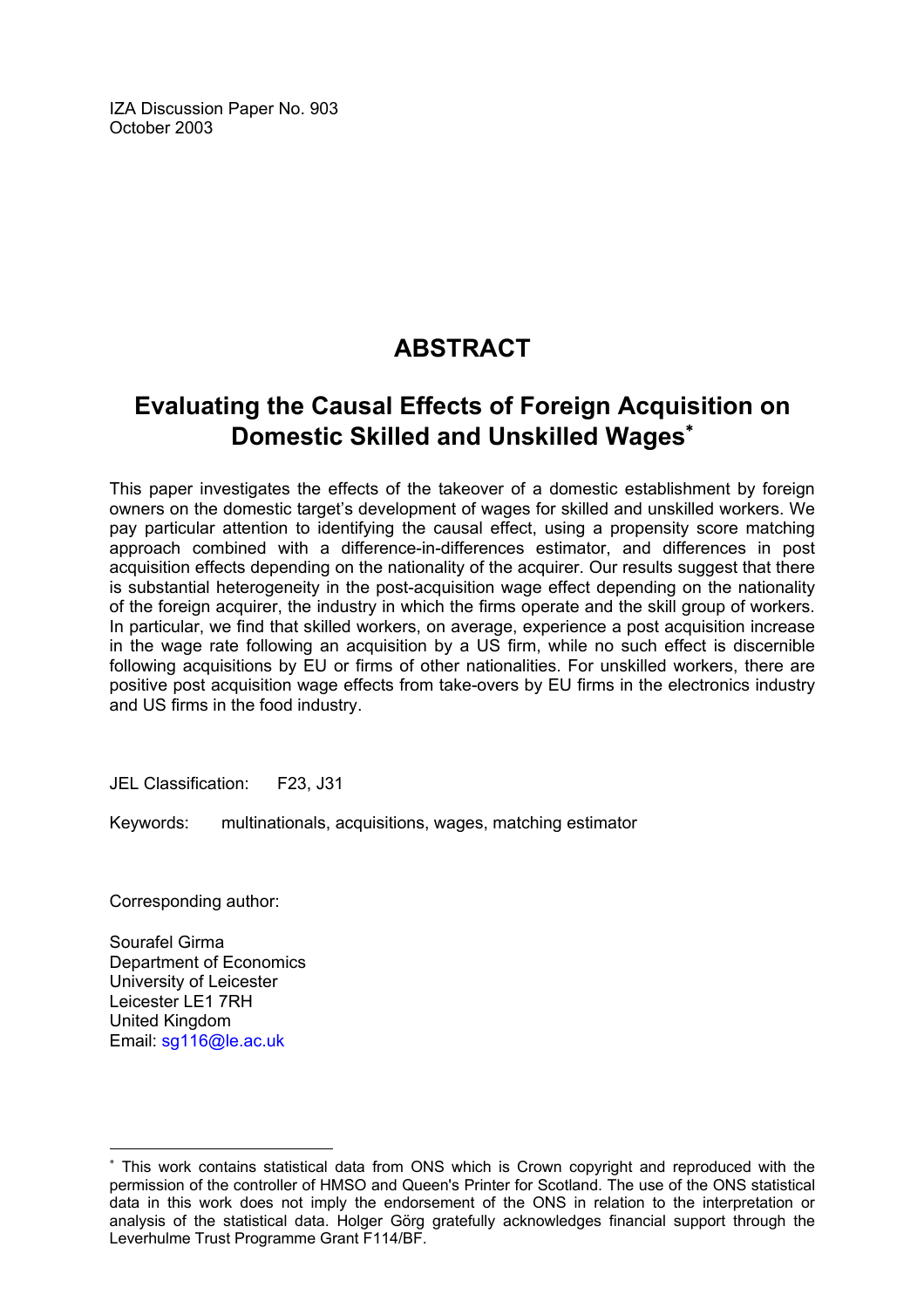IZA Discussion Paper No. 903
October 2003

# ABSTRACT

## Evaluating the Causal Effects of Foreign Acquisition on Domestic Skilled and Unskilled Wages*

This paper investigates the effects of the takeover of a domestic establishment by foreign owners on the domestic target's development of wages for skilled and unskilled workers. We pay particular attention to identifying the causal effect, using a propensity score matching approach combined with a difference-in-differences estimator, and differences in post acquisition effects depending on the nationality of the acquirer. Our results suggest that there is substantial heterogeneity in the post-acquisition wage effect depending on the nationality of the foreign acquirer, the industry in which the firms operate and the skill group of workers. In particular, we find that skilled workers, on average, experience a post acquisition increase in the wage rate following an acquisition by a US firm, while no such effect is discernible following acquisitions by EU or firms of other nationalities. For unskilled workers, there are positive post acquisition wage effects from take-overs by EU firms in the electronics industry and US firms in the food industry.

JEL Classification: F23, J31

Keywords: multinationals, acquisitions, wages, matching estimator

Corresponding author:

Sourafel Girma
Department of Economics
University of Leicester
Leicester LE1 7RH
United Kingdom
Email: sg116@le.ac.uk

---

* This work contains statistical data from ONS which is Crown copyright and reproduced with the permission of the controller of HMSO and Queen's Printer for Scotland. The use of the ONS statistical data in this work does not imply the endorsement of the ONS in relation to the interpretation or analysis of the statistical data. Holger Görg gratefully acknowledges financial support through the Leverhulme Trust Programme Grant F114/BF.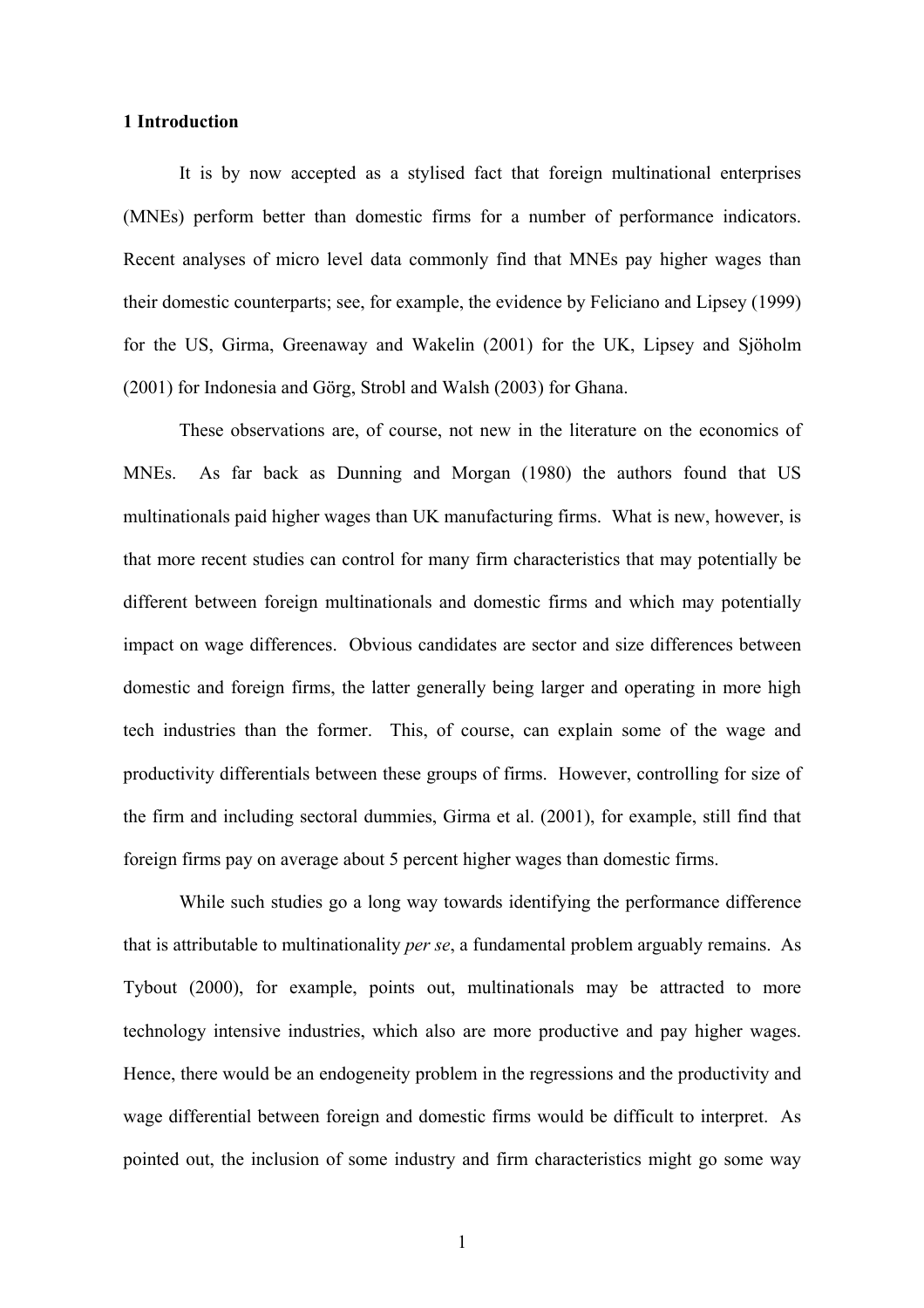## 1 Introduction

It is by now accepted as a stylised fact that foreign multinational enterprises (MNEs) perform better than domestic firms for a number of performance indicators. Recent analyses of micro level data commonly find that MNEs pay higher wages than their domestic counterparts; see, for example, the evidence by Feliciano and Lipsey (1999) for the US, Girma, Greenaway and Wakelin (2001) for the UK, Lipsey and Sjöholm (2001) for Indonesia and Görg, Strobl and Walsh (2003) for Ghana.

These observations are, of course, not new in the literature on the economics of MNEs. As far back as Dunning and Morgan (1980) the authors found that US multinationals paid higher wages than UK manufacturing firms. What is new, however, is that more recent studies can control for many firm characteristics that may potentially be different between foreign multinationals and domestic firms and which may potentially impact on wage differences. Obvious candidates are sector and size differences between domestic and foreign firms, the latter generally being larger and operating in more high tech industries than the former. This, of course, can explain some of the wage and productivity differentials between these groups of firms. However, controlling for size of the firm and including sectoral dummies, Girma et al. (2001), for example, still find that foreign firms pay on average about 5 percent higher wages than domestic firms.

While such studies go a long way towards identifying the performance difference that is attributable to multinationality *per se*, a fundamental problem arguably remains. As Tybout (2000), for example, points out, multinationals may be attracted to more technology intensive industries, which also are more productive and pay higher wages. Hence, there would be an endogeneity problem in the regressions and the productivity and wage differential between foreign and domestic firms would be difficult to interpret. As pointed out, the inclusion of some industry and firm characteristics might go some way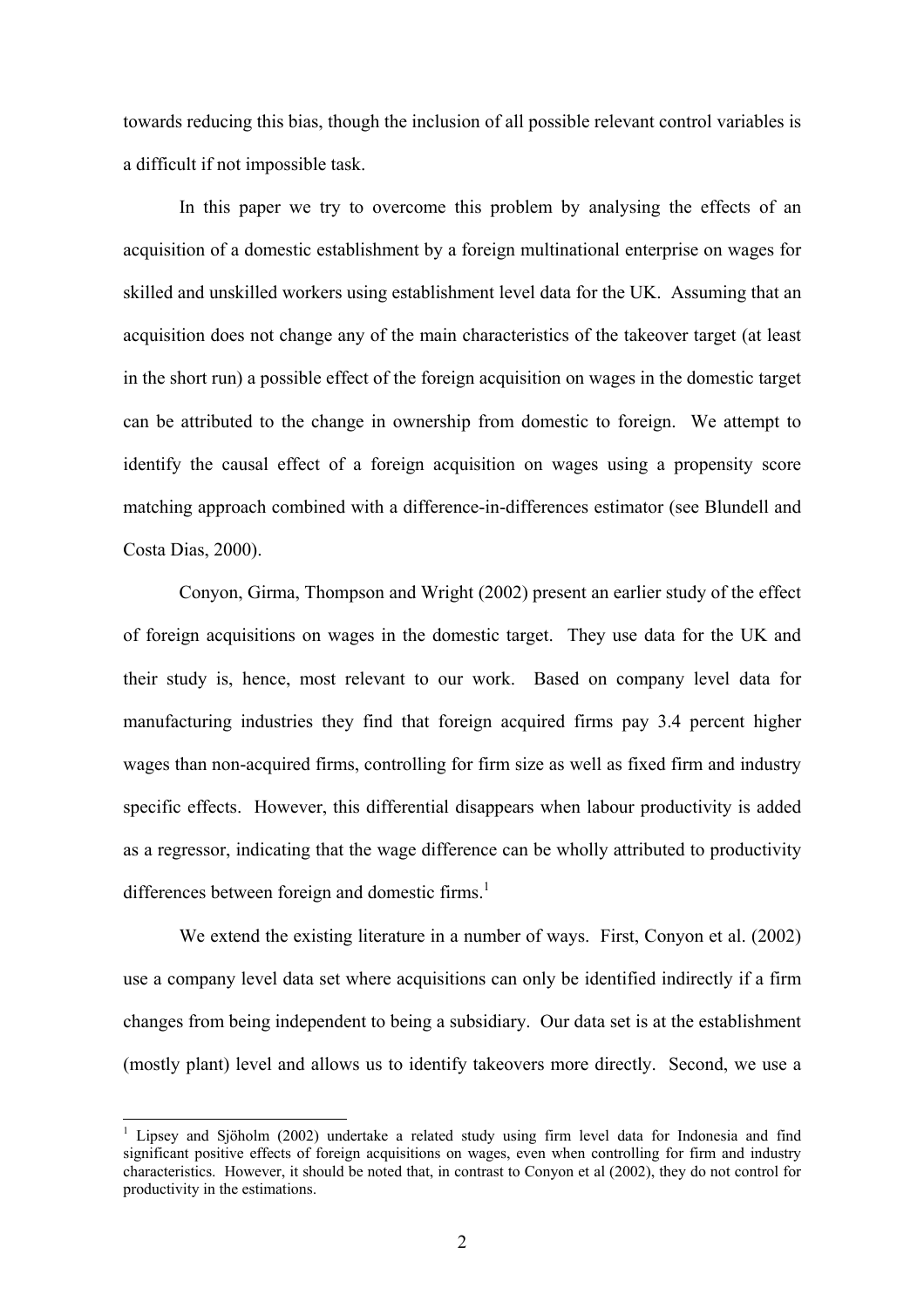towards reducing this bias, though the inclusion of all possible relevant control variables is a difficult if not impossible task.

In this paper we try to overcome this problem by analysing the effects of an acquisition of a domestic establishment by a foreign multinational enterprise on wages for skilled and unskilled workers using establishment level data for the UK. Assuming that an acquisition does not change any of the main characteristics of the takeover target (at least in the short run) a possible effect of the foreign acquisition on wages in the domestic target can be attributed to the change in ownership from domestic to foreign. We attempt to identify the causal effect of a foreign acquisition on wages using a propensity score matching approach combined with a difference-in-differences estimator (see Blundell and Costa Dias, 2000).

Conyon, Girma, Thompson and Wright (2002) present an earlier study of the effect of foreign acquisitions on wages in the domestic target. They use data for the UK and their study is, hence, most relevant to our work. Based on company level data for manufacturing industries they find that foreign acquired firms pay 3.4 percent higher wages than non-acquired firms, controlling for firm size as well as fixed firm and industry specific effects. However, this differential disappears when labour productivity is added as a regressor, indicating that the wage difference can be wholly attributed to productivity differences between foreign and domestic firms.[1]

We extend the existing literature in a number of ways. First, Conyon et al. (2002) use a company level data set where acquisitions can only be identified indirectly if a firm changes from being independent to being a subsidiary. Our data set is at the establishment (mostly plant) level and allows us to identify takeovers more directly. Second, we use a

[1] Lipsey and Sjöholm (2002) undertake a related study using firm level data for Indonesia and find significant positive effects of foreign acquisitions on wages, even when controlling for firm and industry characteristics. However, it should be noted that, in contrast to Conyon et al (2002), they do not control for productivity in the estimations.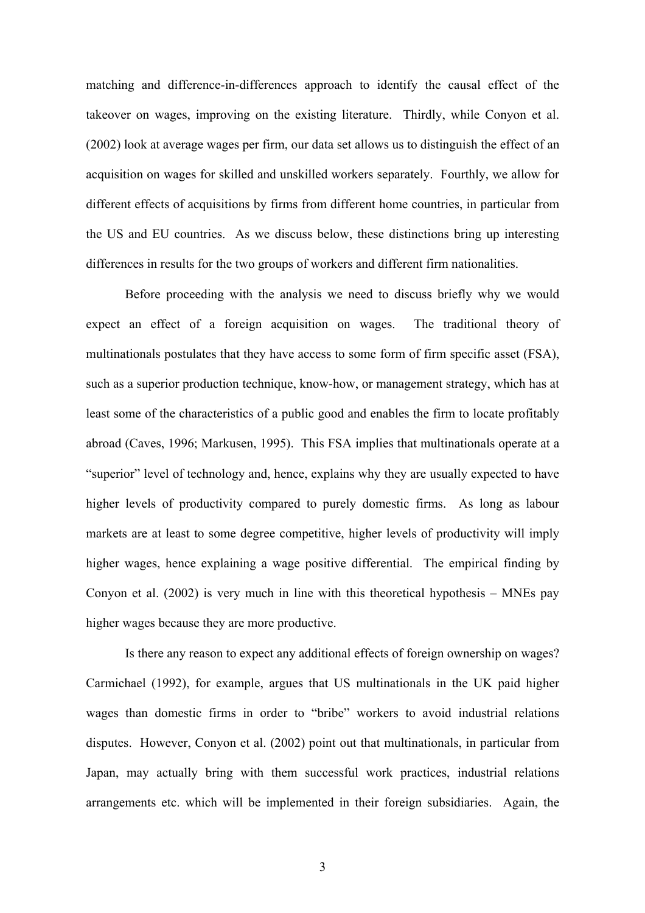matching and difference-in-differences approach to identify the causal effect of the takeover on wages, improving on the existing literature. Thirdly, while Conyon et al. (2002) look at average wages per firm, our data set allows us to distinguish the effect of an acquisition on wages for skilled and unskilled workers separately. Fourthly, we allow for different effects of acquisitions by firms from different home countries, in particular from the US and EU countries. As we discuss below, these distinctions bring up interesting differences in results for the two groups of workers and different firm nationalities.

Before proceeding with the analysis we need to discuss briefly why we would expect an effect of a foreign acquisition on wages. The traditional theory of multinationals postulates that they have access to some form of firm specific asset (FSA), such as a superior production technique, know-how, or management strategy, which has at least some of the characteristics of a public good and enables the firm to locate profitably abroad (Caves, 1996; Markusen, 1995). This FSA implies that multinationals operate at a "superior" level of technology and, hence, explains why they are usually expected to have higher levels of productivity compared to purely domestic firms. As long as labour markets are at least to some degree competitive, higher levels of productivity will imply higher wages, hence explaining a wage positive differential. The empirical finding by Conyon et al. (2002) is very much in line with this theoretical hypothesis – MNEs pay higher wages because they are more productive.

Is there any reason to expect any additional effects of foreign ownership on wages? Carmichael (1992), for example, argues that US multinationals in the UK paid higher wages than domestic firms in order to "bribe" workers to avoid industrial relations disputes. However, Conyon et al. (2002) point out that multinationals, in particular from Japan, may actually bring with them successful work practices, industrial relations arrangements etc. which will be implemented in their foreign subsidiaries. Again, the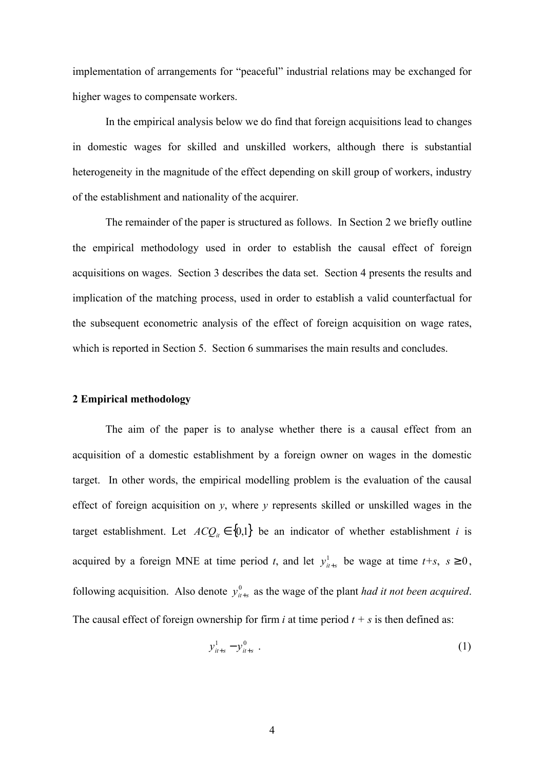implementation of arrangements for "peaceful" industrial relations may be exchanged for higher wages to compensate workers.

In the empirical analysis below we do find that foreign acquisitions lead to changes in domestic wages for skilled and unskilled workers, although there is substantial heterogeneity in the magnitude of the effect depending on skill group of workers, industry of the establishment and nationality of the acquirer.

The remainder of the paper is structured as follows. In Section 2 we briefly outline the empirical methodology used in order to establish the causal effect of foreign acquisitions on wages. Section 3 describes the data set. Section 4 presents the results and implication of the matching process, used in order to establish a valid counterfactual for the subsequent econometric analysis of the effect of foreign acquisition on wage rates, which is reported in Section 5. Section 6 summarises the main results and concludes.

## 2 Empirical methodology

The aim of the paper is to analyse whether there is a causal effect from an acquisition of a domestic establishment by a foreign owner on wages in the domestic target. In other words, the empirical modelling problem is the evaluation of the causal effect of foreign acquisition on *y*, where *y* represents skilled or unskilled wages in the target establishment. Let $ACQ_{it} \in \{0,1\}$ be an indicator of whether establishment *i* is acquired by a foreign MNE at time period *t*, and let $y^1_{it+s}$ be wage at time *t*+*s*, $s \geq 0$, following acquisition. Also denote $y^0_{it+s}$ as the wage of the plant *had it not been acquired*. The causal effect of foreign ownership for firm *i* at time period *t* + *s* is then defined as:

$$y^1_{it+s} - y^0_{it+s} \quad . \tag{1}$$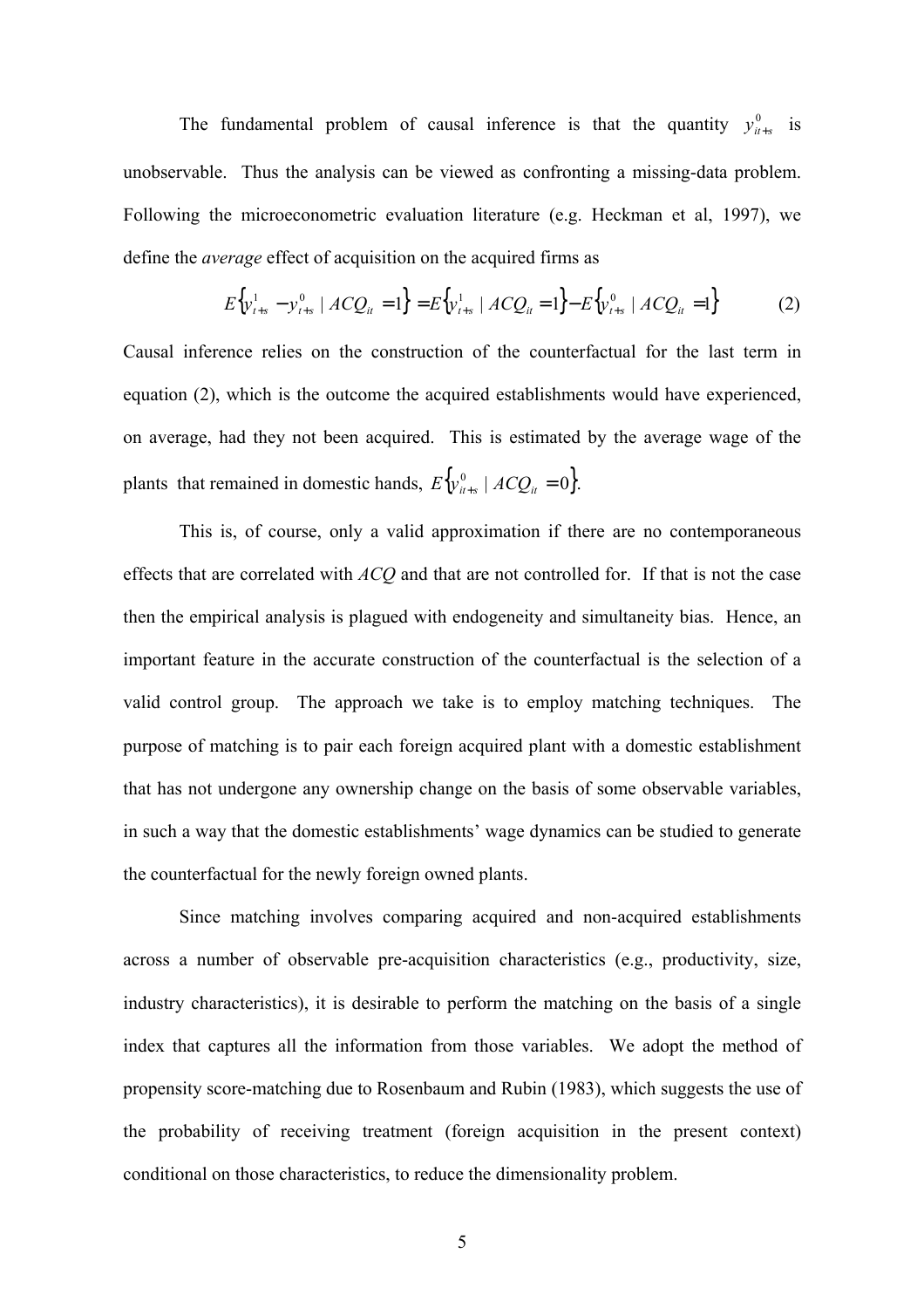The fundamental problem of causal inference is that the quantity $y^0_{it+s}$ is unobservable. Thus the analysis can be viewed as confronting a missing-data problem. Following the microeconometric evaluation literature (e.g. Heckman et al, 1997), we define the *average* effect of acquisition on the acquired firms as

$$E\left\{y^1_{t+s} - y^0_{t+s} \mid ACQ_{it} = 1\right\} = E\left\{y^1_{t+s} \mid ACQ_{it} = 1\right\} - E\left\{y^0_{t+s} \mid ACQ_{it} = 1\right\} \tag{2}$$

Causal inference relies on the construction of the counterfactual for the last term in equation (2), which is the outcome the acquired establishments would have experienced, on average, had they not been acquired. This is estimated by the average wage of the plants that remained in domestic hands, $E\left\{y^0_{it+s} \mid ACQ_{it} = 0\right\}$.

This is, of course, only a valid approximation if there are no contemporaneous effects that are correlated with *ACQ* and that are not controlled for. If that is not the case then the empirical analysis is plagued with endogeneity and simultaneity bias. Hence, an important feature in the accurate construction of the counterfactual is the selection of a valid control group. The approach we take is to employ matching techniques. The purpose of matching is to pair each foreign acquired plant with a domestic establishment that has not undergone any ownership change on the basis of some observable variables, in such a way that the domestic establishments' wage dynamics can be studied to generate the counterfactual for the newly foreign owned plants.

Since matching involves comparing acquired and non-acquired establishments across a number of observable pre-acquisition characteristics (e.g., productivity, size, industry characteristics), it is desirable to perform the matching on the basis of a single index that captures all the information from those variables. We adopt the method of propensity score-matching due to Rosenbaum and Rubin (1983), which suggests the use of the probability of receiving treatment (foreign acquisition in the present context) conditional on those characteristics, to reduce the dimensionality problem.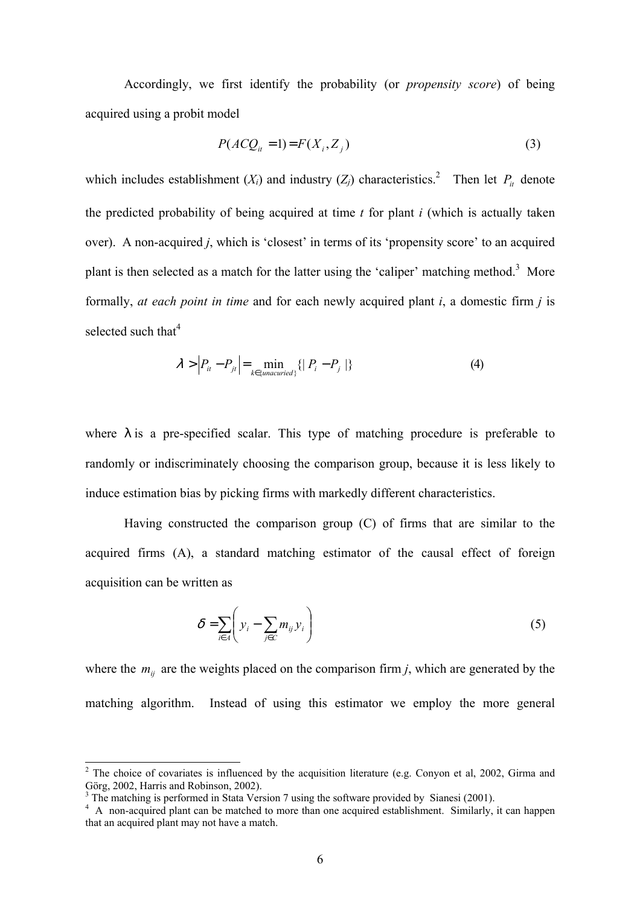Accordingly, we first identify the probability (or *propensity score*) of being acquired using a probit model

$$P(ACQ_{it} = 1) = F(X_i, Z_j) \tag{3}$$

which includes establishment ($X_i$) and industry ($Z_j$) characteristics.[2] Then let $P_{it}$ denote the predicted probability of being acquired at time $t$ for plant $i$ (which is actually taken over). A non-acquired $j$, which is 'closest' in terms of its 'propensity score' to an acquired plant is then selected as a match for the latter using the 'caliper' matching method.[3] More formally, *at each point in time* and for each newly acquired plant $i$, a domestic firm $j$ is selected such that[4]

$$\lambda > \left| P_{it} - P_{jt} \right| = \min_{k \in \{unacuried\}} \{ | P_i - P_j | \} \tag{4}$$

where $\lambda$ is a pre-specified scalar. This type of matching procedure is preferable to randomly or indiscriminately choosing the comparison group, because it is less likely to induce estimation bias by picking firms with markedly different characteristics.

Having constructed the comparison group (C) of firms that are similar to the acquired firms (A), a standard matching estimator of the causal effect of foreign acquisition can be written as

$$\delta = \sum_{i \in A} \left( y_i - \sum_{j \in C} m_{ij} y_i \right) \tag{5}$$

where the $m_{ij}$ are the weights placed on the comparison firm $j$, which are generated by the matching algorithm. Instead of using this estimator we employ the more general

---

[2] The choice of covariates is influenced by the acquisition literature (e.g. Conyon et al, 2002, Girma and Görg, 2002, Harris and Robinson, 2002).

[3] The matching is performed in Stata Version 7 using the software provided by Sianesi (2001).

[4] A non-acquired plant can be matched to more than one acquired establishment. Similarly, it can happen that an acquired plant may not have a match.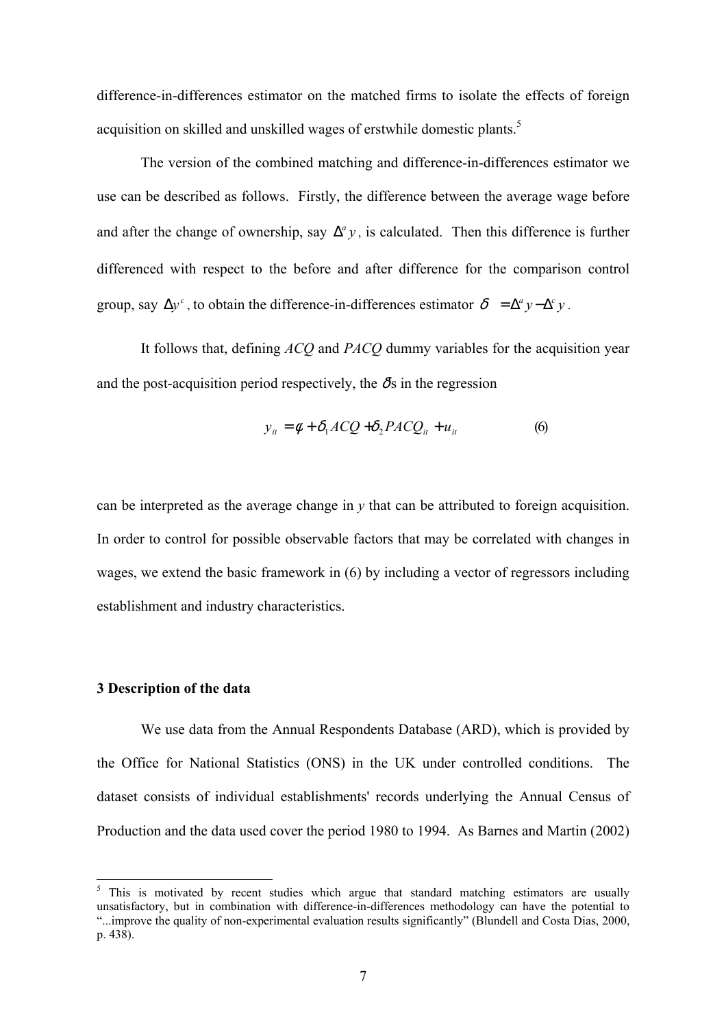difference-in-differences estimator on the matched firms to isolate the effects of foreign acquisition on skilled and unskilled wages of erstwhile domestic plants.[5]

The version of the combined matching and difference-in-differences estimator we use can be described as follows. Firstly, the difference between the average wage before and after the change of ownership, say $\Delta^a y$, is calculated. Then this difference is further differenced with respect to the before and after difference for the comparison control group, say $\Delta y^c$, to obtain the difference-in-differences estimator $\delta = \Delta^a y - \Delta^c y$.

It follows that, defining *ACQ* and *PACQ* dummy variables for the acquisition year and the post-acquisition period respectively, the $\delta$s in the regression

$$y_{it} = \phi + \delta_1 ACQ + \delta_2 PACQ_{it} + u_{it} \qquad (6)$$

can be interpreted as the average change in *y* that can be attributed to foreign acquisition. In order to control for possible observable factors that may be correlated with changes in wages, we extend the basic framework in (6) by including a vector of regressors including establishment and industry characteristics.

### 3 Description of the data

We use data from the Annual Respondents Database (ARD), which is provided by the Office for National Statistics (ONS) in the UK under controlled conditions. The dataset consists of individual establishments' records underlying the Annual Census of Production and the data used cover the period 1980 to 1994. As Barnes and Martin (2002)

---

[5] This is motivated by recent studies which argue that standard matching estimators are usually unsatisfactory, but in combination with difference-in-differences methodology can have the potential to "...improve the quality of non-experimental evaluation results significantly" (Blundell and Costa Dias, 2000, p. 438).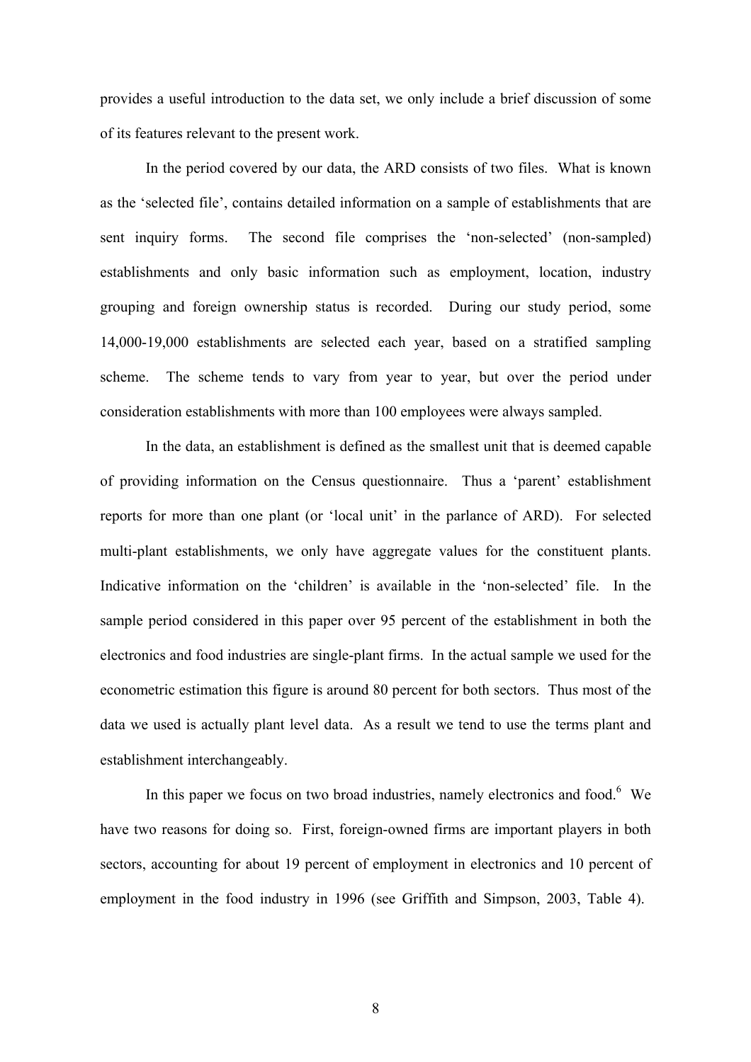provides a useful introduction to the data set, we only include a brief discussion of some of its features relevant to the present work.

In the period covered by our data, the ARD consists of two files. What is known as the 'selected file', contains detailed information on a sample of establishments that are sent inquiry forms. The second file comprises the 'non-selected' (non-sampled) establishments and only basic information such as employment, location, industry grouping and foreign ownership status is recorded. During our study period, some 14,000-19,000 establishments are selected each year, based on a stratified sampling scheme. The scheme tends to vary from year to year, but over the period under consideration establishments with more than 100 employees were always sampled.

In the data, an establishment is defined as the smallest unit that is deemed capable of providing information on the Census questionnaire. Thus a 'parent' establishment reports for more than one plant (or 'local unit' in the parlance of ARD). For selected multi-plant establishments, we only have aggregate values for the constituent plants. Indicative information on the 'children' is available in the 'non-selected' file. In the sample period considered in this paper over 95 percent of the establishment in both the electronics and food industries are single-plant firms. In the actual sample we used for the econometric estimation this figure is around 80 percent for both sectors. Thus most of the data we used is actually plant level data. As a result we tend to use the terms plant and establishment interchangeably.

In this paper we focus on two broad industries, namely electronics and food.[6] We have two reasons for doing so. First, foreign-owned firms are important players in both sectors, accounting for about 19 percent of employment in electronics and 10 percent of employment in the food industry in 1996 (see Griffith and Simpson, 2003, Table 4).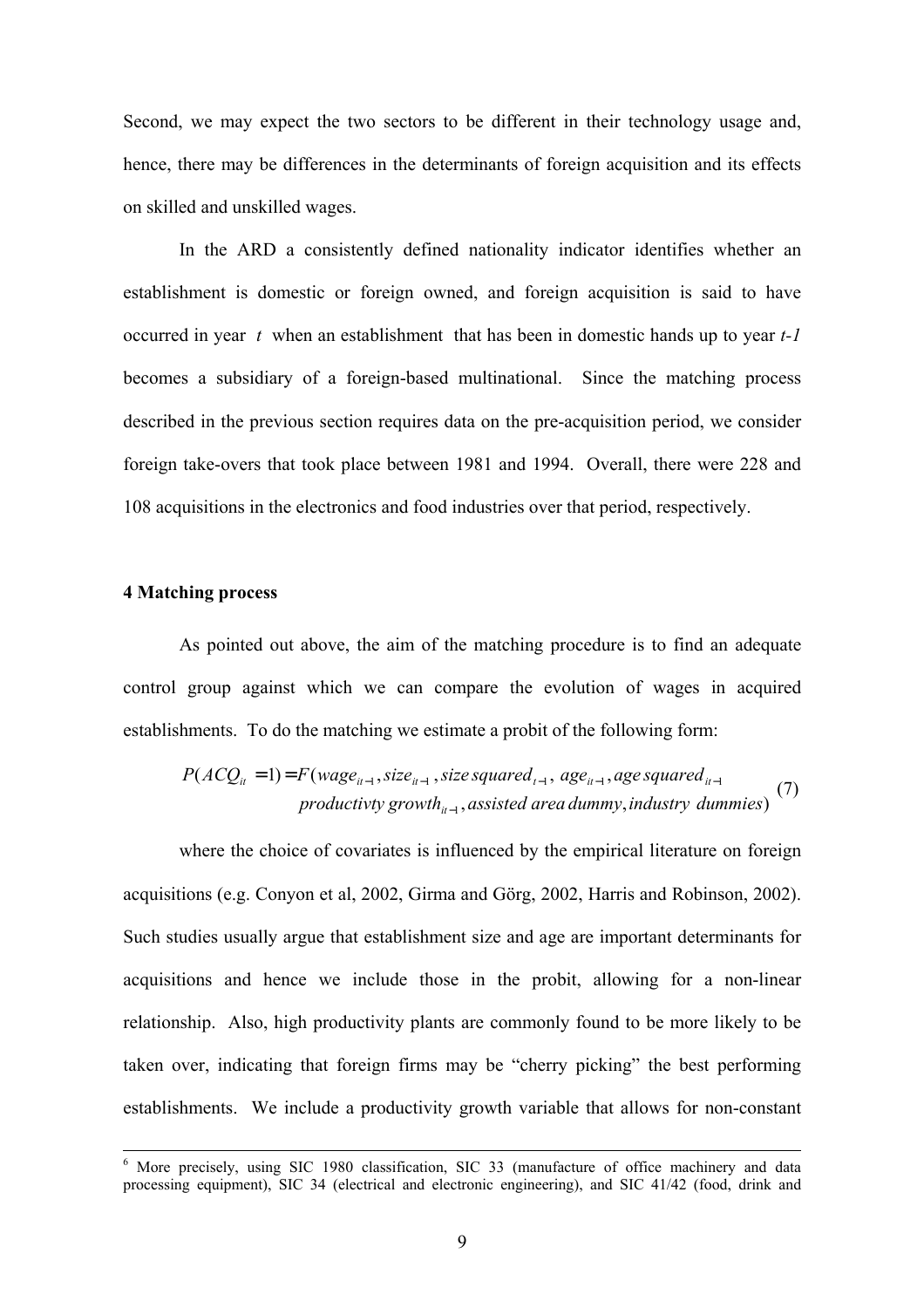Second, we may expect the two sectors to be different in their technology usage and, hence, there may be differences in the determinants of foreign acquisition and its effects on skilled and unskilled wages.

In the ARD a consistently defined nationality indicator identifies whether an establishment is domestic or foreign owned, and foreign acquisition is said to have occurred in year $t$ when an establishment that has been in domestic hands up to year $t-1$ becomes a subsidiary of a foreign-based multinational. Since the matching process described in the previous section requires data on the pre-acquisition period, we consider foreign take-overs that took place between 1981 and 1994. Overall, there were 228 and 108 acquisitions in the electronics and food industries over that period, respectively.

### 4 Matching process

As pointed out above, the aim of the matching procedure is to find an adequate control group against which we can compare the evolution of wages in acquired establishments. To do the matching we estimate a probit of the following form:

$$P(ACQ_{it}=1) = F(wage_{it-1}, size_{it-1}, size\,squared_{t-1},\ age_{it-1}, age\,squared_{it-1}$$
$$productivty\,growth_{it-1}, assisted\,area\,dummy, industry\ \ dummies) \quad (7)$$

where the choice of covariates is influenced by the empirical literature on foreign acquisitions (e.g. Conyon et al, 2002, Girma and Görg, 2002, Harris and Robinson, 2002). Such studies usually argue that establishment size and age are important determinants for acquisitions and hence we include those in the probit, allowing for a non-linear relationship. Also, high productivity plants are commonly found to be more likely to be taken over, indicating that foreign firms may be "cherry picking" the best performing establishments. We include a productivity growth variable that allows for non-constant

[6] More precisely, using SIC 1980 classification, SIC 33 (manufacture of office machinery and data processing equipment), SIC 34 (electrical and electronic engineering), and SIC 41/42 (food, drink and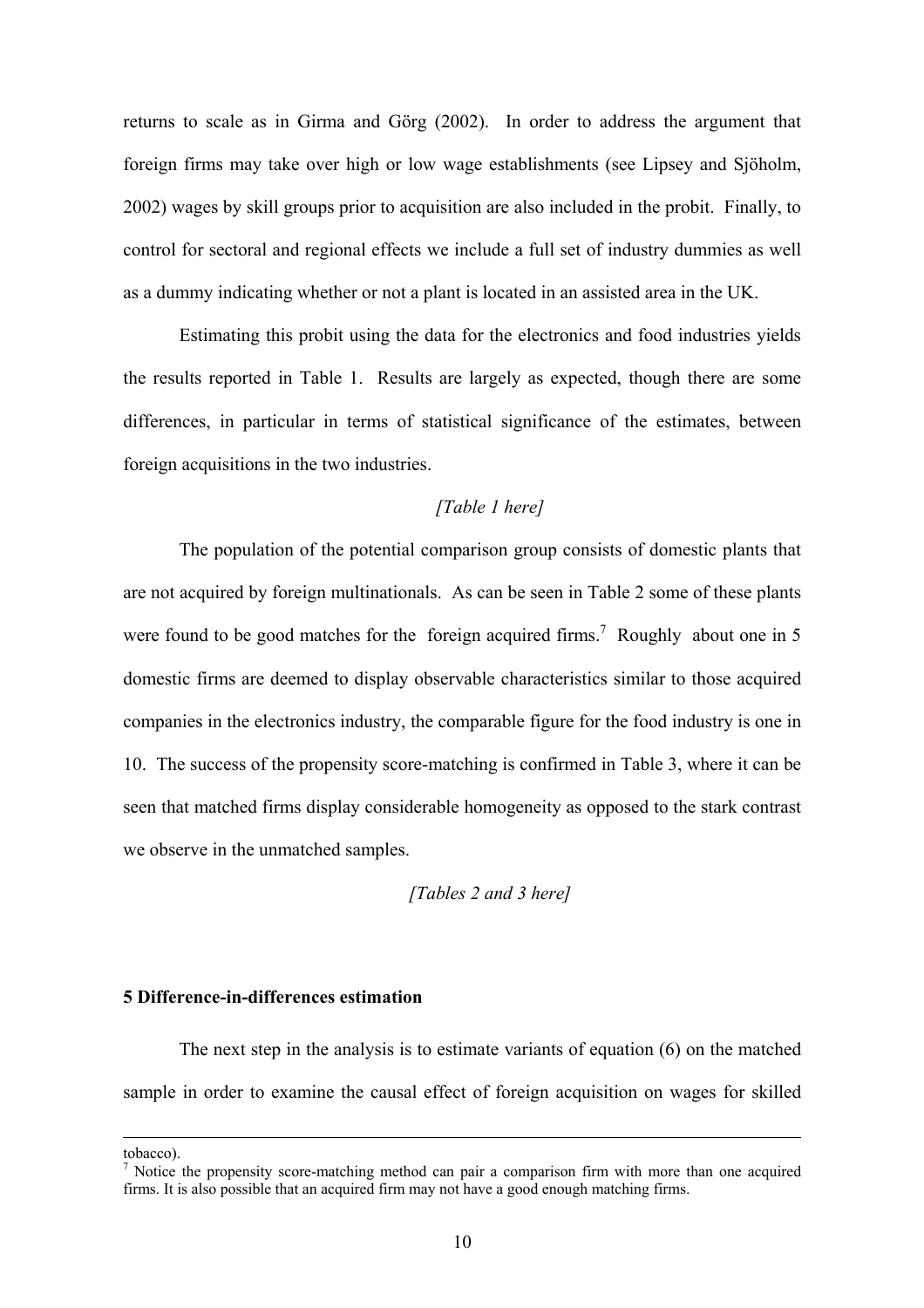returns to scale as in Girma and Görg (2002). In order to address the argument that foreign firms may take over high or low wage establishments (see Lipsey and Sjöholm, 2002) wages by skill groups prior to acquisition are also included in the probit. Finally, to control for sectoral and regional effects we include a full set of industry dummies as well as a dummy indicating whether or not a plant is located in an assisted area in the UK.

Estimating this probit using the data for the electronics and food industries yields the results reported in Table 1. Results are largely as expected, though there are some differences, in particular in terms of statistical significance of the estimates, between foreign acquisitions in the two industries.

*[Table 1 here]*

The population of the potential comparison group consists of domestic plants that are not acquired by foreign multinationals. As can be seen in Table 2 some of these plants were found to be good matches for the foreign acquired firms.[7] Roughly about one in 5 domestic firms are deemed to display observable characteristics similar to those acquired companies in the electronics industry, the comparable figure for the food industry is one in 10. The success of the propensity score-matching is confirmed in Table 3, where it can be seen that matched firms display considerable homogeneity as opposed to the stark contrast we observe in the unmatched samples.

*[Tables 2 and 3 here]*

## 5 Difference-in-differences estimation

The next step in the analysis is to estimate variants of equation (6) on the matched sample in order to examine the causal effect of foreign acquisition on wages for skilled

---

tobacco).

[7] Notice the propensity score-matching method can pair a comparison firm with more than one acquired firms. It is also possible that an acquired firm may not have a good enough matching firms.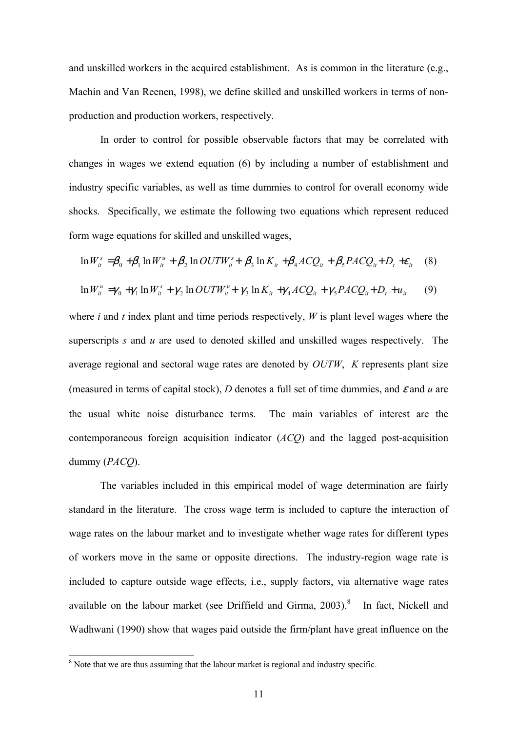and unskilled workers in the acquired establishment. As is common in the literature (e.g., Machin and Van Reenen, 1998), we define skilled and unskilled workers in terms of non-production and production workers, respectively.

In order to control for possible observable factors that may be correlated with changes in wages we extend equation (6) by including a number of establishment and industry specific variables, as well as time dummies to control for overall economy wide shocks. Specifically, we estimate the following two equations which represent reduced form wage equations for skilled and unskilled wages,

$$\ln W_{it}^{s} = \beta_0 + \beta_1 \ln W_{it}^{u} + \beta_2 \ln OUTW_{it}^{s} + \beta_3 \ln K_{it} + \beta_4 ACQ_{it} + \beta_5 PACQ_{it} + D_t + \varepsilon_{it} \quad (8)$$

$$\ln W_{it}^{u} = \gamma_0 + \gamma_1 \ln W_{it}^{s} + \gamma_2 \ln OUTW_{it}^{u} + \gamma_3 \ln K_{it} + \gamma_4 ACQ_{it} + \gamma_5 PACQ_{it} + D_t + u_{it} \quad (9)$$

where $i$ and $t$ index plant and time periods respectively, $W$ is plant level wages where the superscripts $s$ and $u$ are used to denoted skilled and unskilled wages respectively. The average regional and sectoral wage rates are denoted by $OUTW$, $K$ represents plant size (measured in terms of capital stock), $D$ denotes a full set of time dummies, and $\varepsilon$ and $u$ are the usual white noise disturbance terms. The main variables of interest are the contemporaneous foreign acquisition indicator ($ACQ$) and the lagged post-acquisition dummy ($PACQ$).

The variables included in this empirical model of wage determination are fairly standard in the literature. The cross wage term is included to capture the interaction of wage rates on the labour market and to investigate whether wage rates for different types of workers move in the same or opposite directions. The industry-region wage rate is included to capture outside wage effects, i.e., supply factors, via alternative wage rates available on the labour market (see Driffield and Girma, 2003).[8] In fact, Nickell and Wadhwani (1990) show that wages paid outside the firm/plant have great influence on the

[8] Note that we are thus assuming that the labour market is regional and industry specific.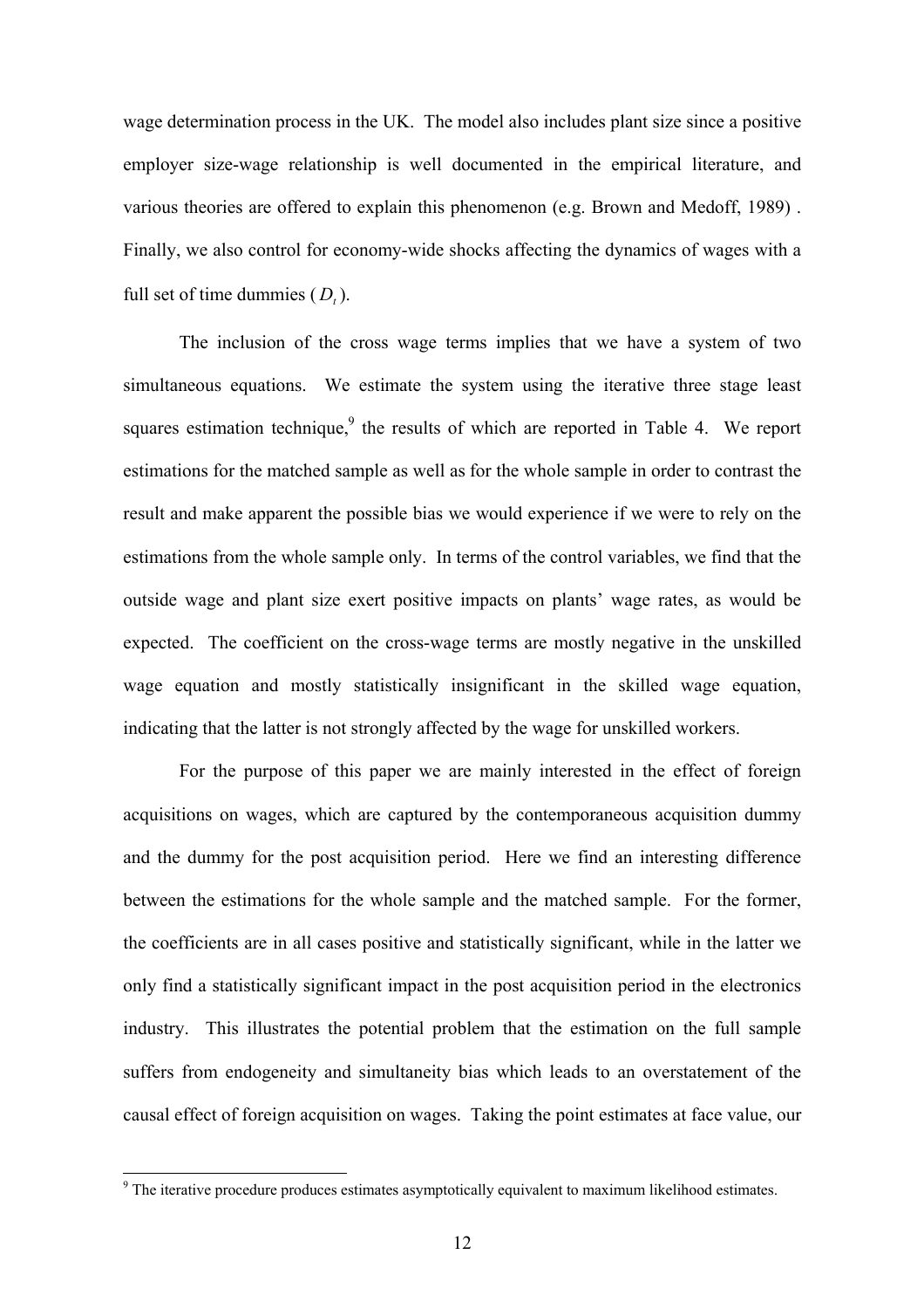wage determination process in the UK. The model also includes plant size since a positive employer size-wage relationship is well documented in the empirical literature, and various theories are offered to explain this phenomenon (e.g. Brown and Medoff, 1989) . Finally, we also control for economy-wide shocks affecting the dynamics of wages with a full set of time dummies ($D_t$).

The inclusion of the cross wage terms implies that we have a system of two simultaneous equations. We estimate the system using the iterative three stage least squares estimation technique,[9] the results of which are reported in Table 4. We report estimations for the matched sample as well as for the whole sample in order to contrast the result and make apparent the possible bias we would experience if we were to rely on the estimations from the whole sample only. In terms of the control variables, we find that the outside wage and plant size exert positive impacts on plants' wage rates, as would be expected. The coefficient on the cross-wage terms are mostly negative in the unskilled wage equation and mostly statistically insignificant in the skilled wage equation, indicating that the latter is not strongly affected by the wage for unskilled workers.

For the purpose of this paper we are mainly interested in the effect of foreign acquisitions on wages, which are captured by the contemporaneous acquisition dummy and the dummy for the post acquisition period. Here we find an interesting difference between the estimations for the whole sample and the matched sample. For the former, the coefficients are in all cases positive and statistically significant, while in the latter we only find a statistically significant impact in the post acquisition period in the electronics industry. This illustrates the potential problem that the estimation on the full sample suffers from endogeneity and simultaneity bias which leads to an overstatement of the causal effect of foreign acquisition on wages. Taking the point estimates at face value, our

[9] The iterative procedure produces estimates asymptotically equivalent to maximum likelihood estimates.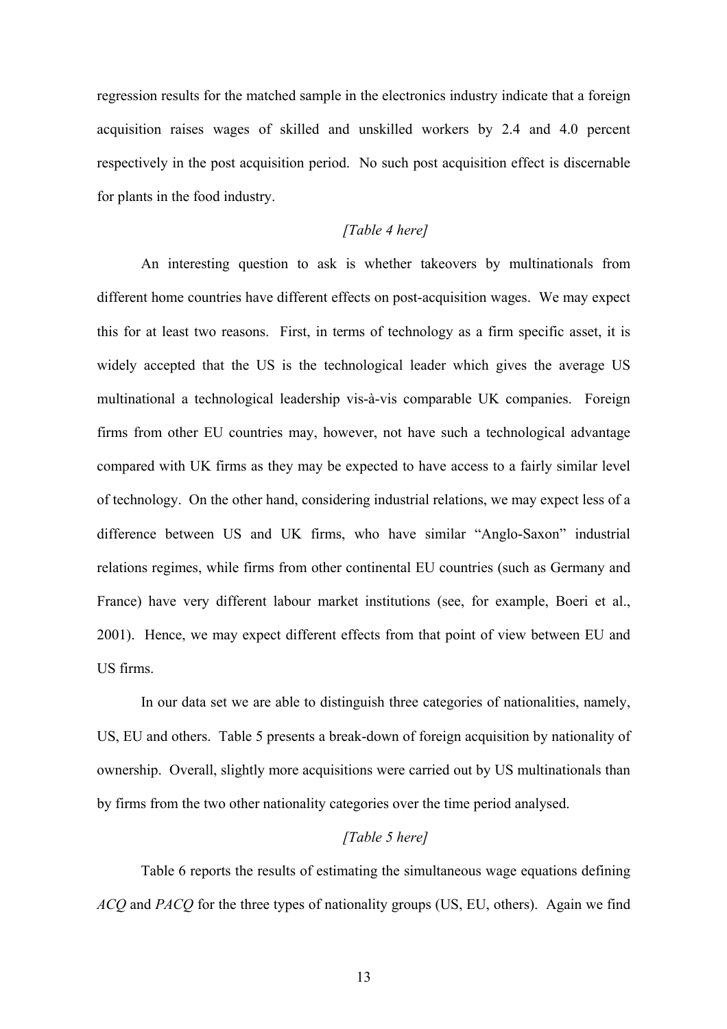regression results for the matched sample in the electronics industry indicate that a foreign acquisition raises wages of skilled and unskilled workers by 2.4 and 4.0 percent respectively in the post acquisition period. No such post acquisition effect is discernable for plants in the food industry.

*[Table 4 here]*

An interesting question to ask is whether takeovers by multinationals from different home countries have different effects on post-acquisition wages. We may expect this for at least two reasons. First, in terms of technology as a firm specific asset, it is widely accepted that the US is the technological leader which gives the average US multinational a technological leadership vis-à-vis comparable UK companies. Foreign firms from other EU countries may, however, not have such a technological advantage compared with UK firms as they may be expected to have access to a fairly similar level of technology. On the other hand, considering industrial relations, we may expect less of a difference between US and UK firms, who have similar "Anglo-Saxon" industrial relations regimes, while firms from other continental EU countries (such as Germany and France) have very different labour market institutions (see, for example, Boeri et al., 2001). Hence, we may expect different effects from that point of view between EU and US firms.

In our data set we are able to distinguish three categories of nationalities, namely, US, EU and others. Table 5 presents a break-down of foreign acquisition by nationality of ownership. Overall, slightly more acquisitions were carried out by US multinationals than by firms from the two other nationality categories over the time period analysed.

*[Table 5 here]*

Table 6 reports the results of estimating the simultaneous wage equations defining *ACQ* and *PACQ* for the three types of nationality groups (US, EU, others). Again we find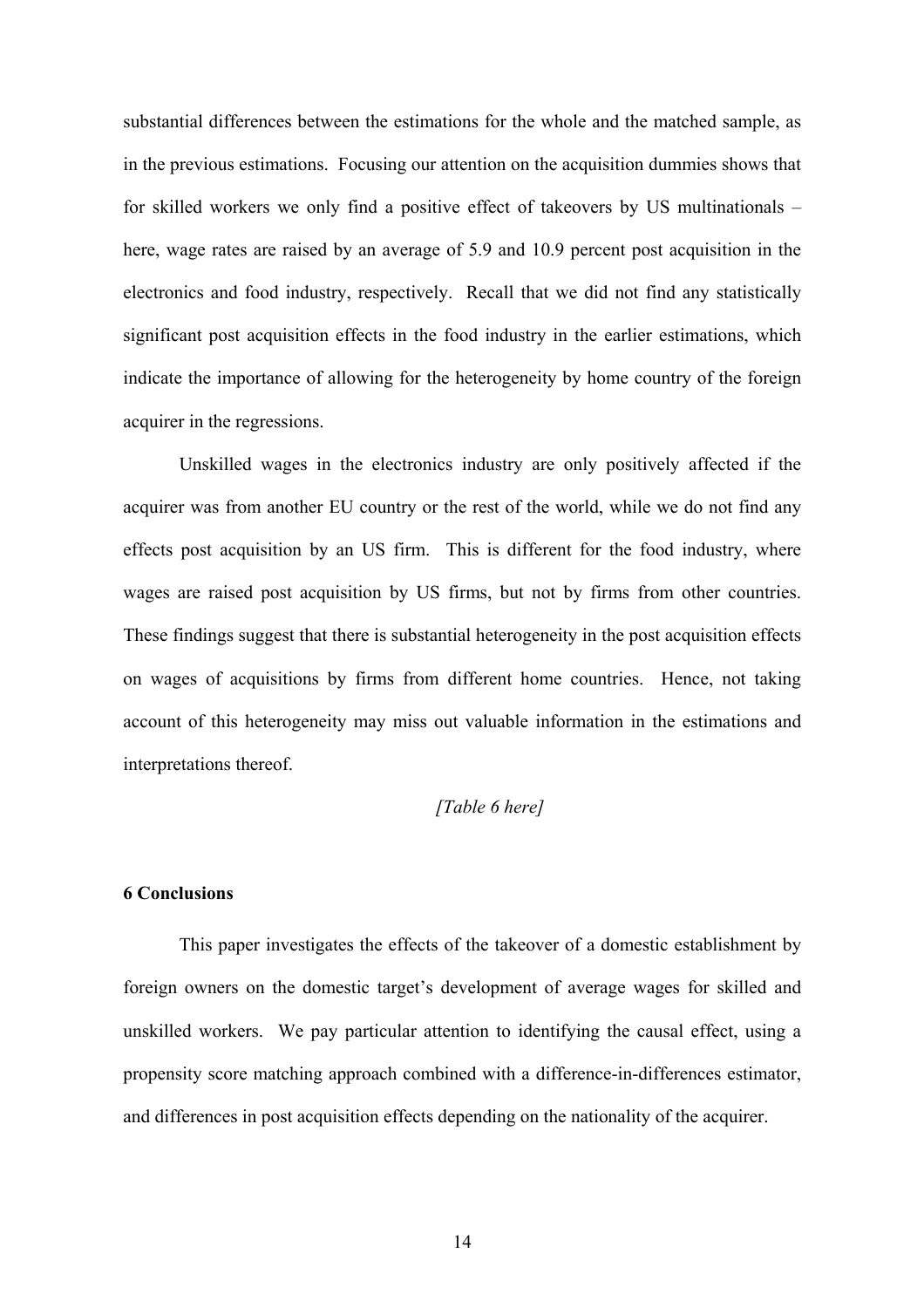substantial differences between the estimations for the whole and the matched sample, as in the previous estimations. Focusing our attention on the acquisition dummies shows that for skilled workers we only find a positive effect of takeovers by US multinationals – here, wage rates are raised by an average of 5.9 and 10.9 percent post acquisition in the electronics and food industry, respectively. Recall that we did not find any statistically significant post acquisition effects in the food industry in the earlier estimations, which indicate the importance of allowing for the heterogeneity by home country of the foreign acquirer in the regressions.

Unskilled wages in the electronics industry are only positively affected if the acquirer was from another EU country or the rest of the world, while we do not find any effects post acquisition by an US firm. This is different for the food industry, where wages are raised post acquisition by US firms, but not by firms from other countries. These findings suggest that there is substantial heterogeneity in the post acquisition effects on wages of acquisitions by firms from different home countries. Hence, not taking account of this heterogeneity may miss out valuable information in the estimations and interpretations thereof.

*[Table 6 here]*

## 6 Conclusions

This paper investigates the effects of the takeover of a domestic establishment by foreign owners on the domestic target's development of average wages for skilled and unskilled workers. We pay particular attention to identifying the causal effect, using a propensity score matching approach combined with a difference-in-differences estimator, and differences in post acquisition effects depending on the nationality of the acquirer.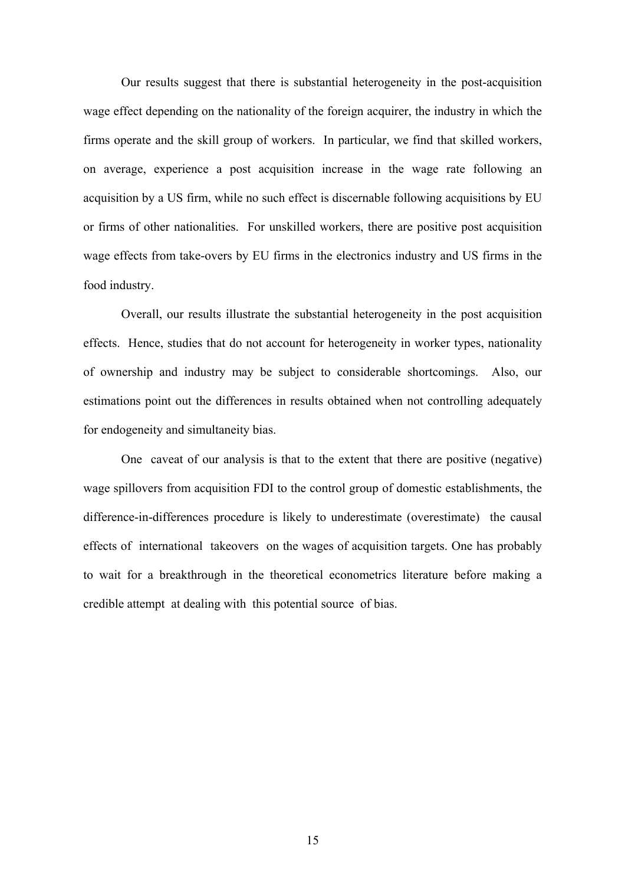Our results suggest that there is substantial heterogeneity in the post-acquisition wage effect depending on the nationality of the foreign acquirer, the industry in which the firms operate and the skill group of workers. In particular, we find that skilled workers, on average, experience a post acquisition increase in the wage rate following an acquisition by a US firm, while no such effect is discernable following acquisitions by EU or firms of other nationalities. For unskilled workers, there are positive post acquisition wage effects from take-overs by EU firms in the electronics industry and US firms in the food industry.

Overall, our results illustrate the substantial heterogeneity in the post acquisition effects. Hence, studies that do not account for heterogeneity in worker types, nationality of ownership and industry may be subject to considerable shortcomings. Also, our estimations point out the differences in results obtained when not controlling adequately for endogeneity and simultaneity bias.

One caveat of our analysis is that to the extent that there are positive (negative) wage spillovers from acquisition FDI to the control group of domestic establishments, the difference-in-differences procedure is likely to underestimate (overestimate) the causal effects of international takeovers on the wages of acquisition targets. One has probably to wait for a breakthrough in the theoretical econometrics literature before making a credible attempt at dealing with this potential source of bias.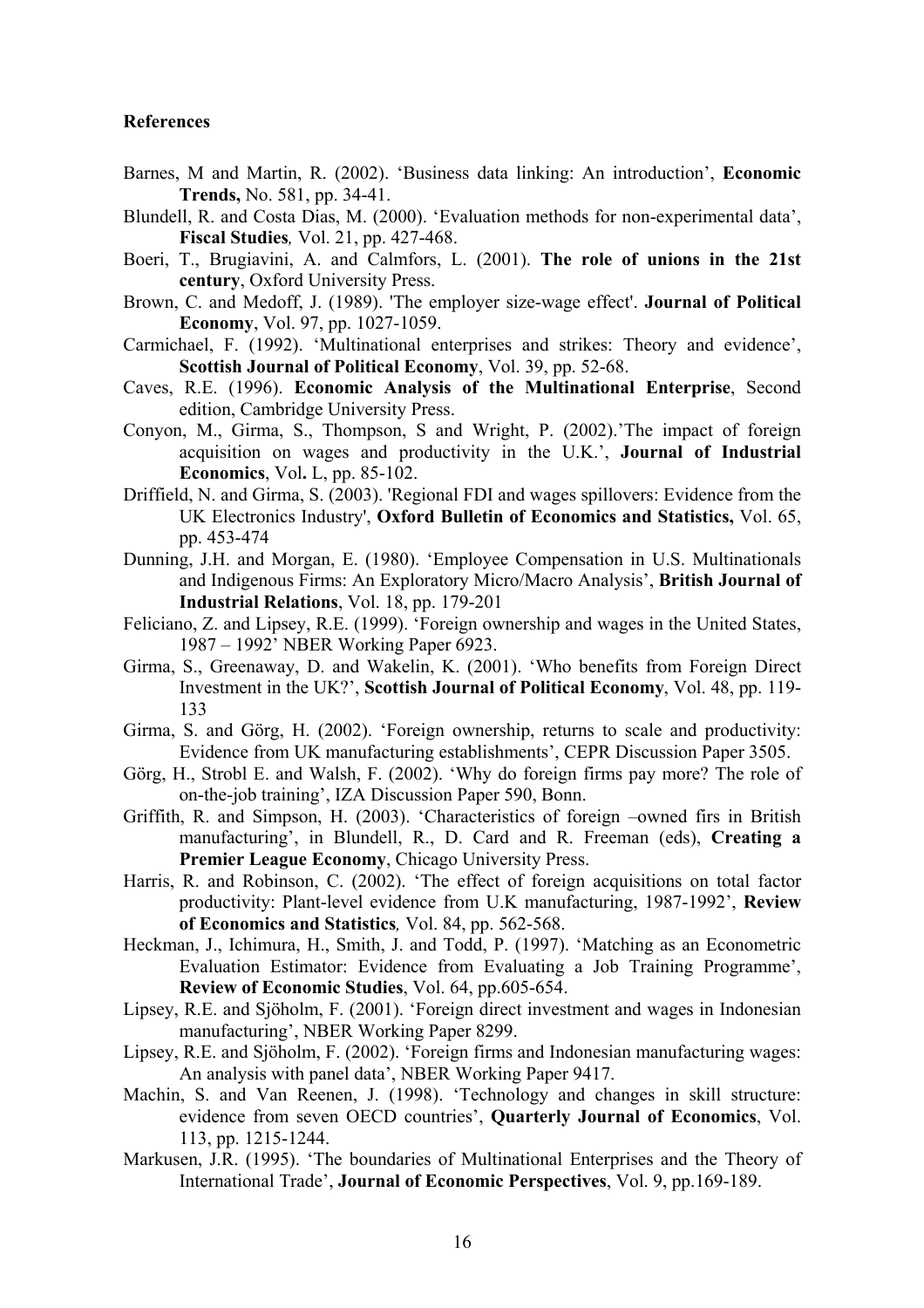**References**

Barnes, M and Martin, R. (2002). 'Business data linking: An introduction', **Economic Trends,** No. 581, pp. 34-41.

Blundell, R. and Costa Dias, M. (2000). 'Evaluation methods for non-experimental data', **Fiscal Studies***,* Vol. 21, pp. 427-468.

Boeri, T., Brugiavini, A. and Calmfors, L. (2001). **The role of unions in the 21st century**, Oxford University Press.

Brown, C. and Medoff, J. (1989). 'The employer size-wage effect'. **Journal of Political Economy**, Vol. 97, pp. 1027-1059.

Carmichael, F. (1992). 'Multinational enterprises and strikes: Theory and evidence', **Scottish Journal of Political Economy**, Vol. 39, pp. 52-68.

Caves, R.E. (1996). **Economic Analysis of the Multinational Enterprise**, Second edition, Cambridge University Press.

Conyon, M., Girma, S., Thompson, S and Wright, P. (2002).'The impact of foreign acquisition on wages and productivity in the U.K.', **Journal of Industrial Economics**, Vol**.** L, pp. 85-102.

Driffield, N. and Girma, S. (2003). 'Regional FDI and wages spillovers: Evidence from the UK Electronics Industry', **Oxford Bulletin of Economics and Statistics,** Vol. 65, pp. 453-474

Dunning, J.H. and Morgan, E. (1980). 'Employee Compensation in U.S. Multinationals and Indigenous Firms: An Exploratory Micro/Macro Analysis', **British Journal of Industrial Relations**, Vol. 18, pp. 179-201

Feliciano, Z. and Lipsey, R.E. (1999). 'Foreign ownership and wages in the United States, 1987 – 1992' NBER Working Paper 6923.

Girma, S., Greenaway, D. and Wakelin, K. (2001). 'Who benefits from Foreign Direct Investment in the UK?', **Scottish Journal of Political Economy**, Vol. 48, pp. 119-133

Girma, S. and Görg, H. (2002). 'Foreign ownership, returns to scale and productivity: Evidence from UK manufacturing establishments', CEPR Discussion Paper 3505.

Görg, H., Strobl E. and Walsh, F. (2002). 'Why do foreign firms pay more? The role of on-the-job training', IZA Discussion Paper 590, Bonn.

Griffith, R. and Simpson, H. (2003). 'Characteristics of foreign –owned firs in British manufacturing', in Blundell, R., D. Card and R. Freeman (eds), **Creating a Premier League Economy**, Chicago University Press.

Harris, R. and Robinson, C. (2002). 'The effect of foreign acquisitions on total factor productivity: Plant-level evidence from U.K manufacturing, 1987-1992', **Review of Economics and Statistics***,* Vol. 84, pp. 562-568.

Heckman, J., Ichimura, H., Smith, J. and Todd, P. (1997). 'Matching as an Econometric Evaluation Estimator: Evidence from Evaluating a Job Training Programme', **Review of Economic Studies**, Vol. 64, pp.605-654.

Lipsey, R.E. and Sjöholm, F. (2001). 'Foreign direct investment and wages in Indonesian manufacturing', NBER Working Paper 8299.

Lipsey, R.E. and Sjöholm, F. (2002). 'Foreign firms and Indonesian manufacturing wages: An analysis with panel data', NBER Working Paper 9417.

Machin, S. and Van Reenen, J. (1998). 'Technology and changes in skill structure: evidence from seven OECD countries', **Quarterly Journal of Economics**, Vol. 113, pp. 1215-1244.

Markusen, J.R. (1995). 'The boundaries of Multinational Enterprises and the Theory of International Trade', **Journal of Economic Perspectives**, Vol. 9, pp.169-189.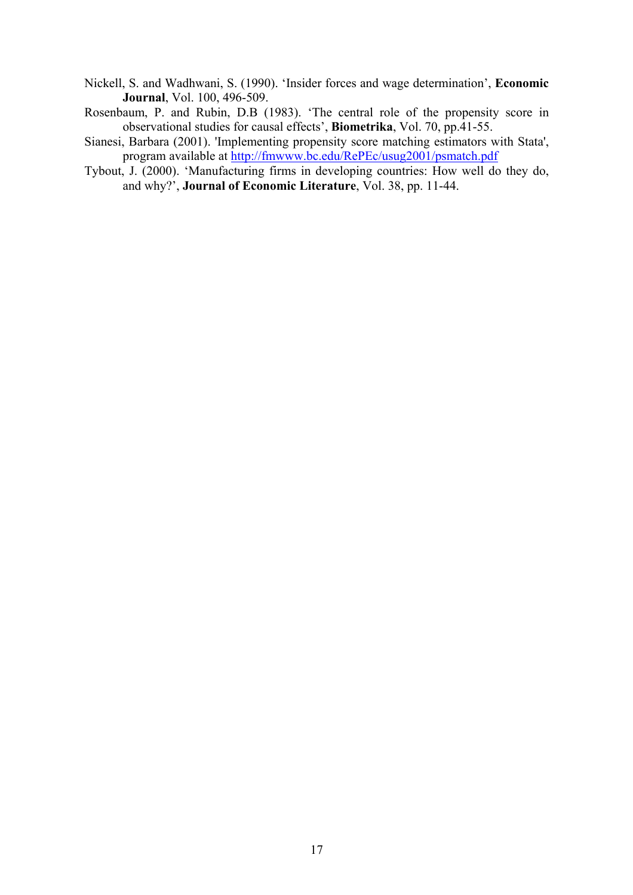Nickell, S. and Wadhwani, S. (1990). 'Insider forces and wage determination', **Economic Journal**, Vol. 100, 496-509.

Rosenbaum, P. and Rubin, D.B (1983). 'The central role of the propensity score in observational studies for causal effects', **Biometrika**, Vol. 70, pp.41-55.

Sianesi, Barbara (2001). 'Implementing propensity score matching estimators with Stata', program available at http://fmwww.bc.edu/RePEc/usug2001/psmatch.pdf

Tybout, J. (2000). 'Manufacturing firms in developing countries: How well do they do, and why?', **Journal of Economic Literature**, Vol. 38, pp. 11-44.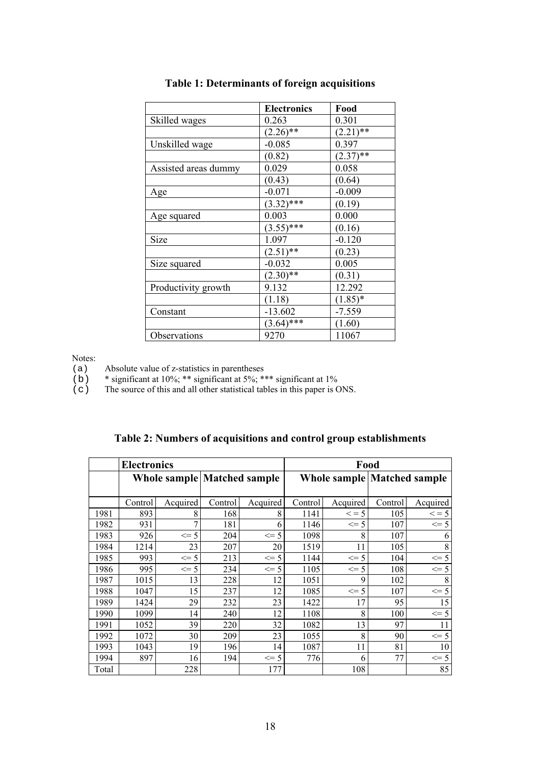## Table 1: Determinants of foreign acquisitions

| | Electronics | Food |
|---|---|---|
| Skilled wages | 0.263 | 0.301 |
| | (2.26)** | (2.21)** |
| Unskilled wage | -0.085 | 0.397 |
| | (0.82) | (2.37)** |
| Assisted areas dummy | 0.029 | 0.058 |
| | (0.43) | (0.64) |
| Age | -0.071 | -0.009 |
| | (3.32)*** | (0.19) |
| Age squared | 0.003 | 0.000 |
| | (3.55)*** | (0.16) |
| Size | 1.097 | -0.120 |
| | (2.51)** | (0.23) |
| Size squared | -0.032 | 0.005 |
| | (2.30)** | (0.31) |
| Productivity growth | 9.132 | 12.292 |
| | (1.18) | (1.85)* |
| Constant | -13.602 | -7.559 |
| | (3.64)*** | (1.60) |
| Observations | 9270 | 11067 |

Notes:

(a) Absolute value of z-statistics in parentheses

(b) * significant at 10%; ** significant at 5%; *** significant at 1%

(c) The source of this and all other statistical tables in this paper is ONS.

## Table 2: Numbers of acquisitions and control group establishments

| | Electronics | | | | Food | | | |
|---|---|---|---|---|---|---|---|---|
| | Whole sample | | Matched sample | | Whole sample | | Matched sample | |
| | Control | Acquired | Control | Acquired | Control | Acquired | Control | Acquired |
| 1981 | 893 | 8 | 168 | 8 | 1141 | < = 5 | 105 | < = 5 |
| 1982 | 931 | 7 | 181 | 6 | 1146 | <= 5 | 107 | <= 5 |
| 1983 | 926 | <= 5 | 204 | <= 5 | 1098 | 8 | 107 | 6 |
| 1984 | 1214 | 23 | 207 | 20 | 1519 | 11 | 105 | 8 |
| 1985 | 993 | <= 5 | 213 | <= 5 | 1144 | <= 5 | 104 | <= 5 |
| 1986 | 995 | <= 5 | 234 | <= 5 | 1105 | <= 5 | 108 | <= 5 |
| 1987 | 1015 | 13 | 228 | 12 | 1051 | 9 | 102 | 8 |
| 1988 | 1047 | 15 | 237 | 12 | 1085 | <= 5 | 107 | <= 5 |
| 1989 | 1424 | 29 | 232 | 23 | 1422 | 17 | 95 | 15 |
| 1990 | 1099 | 14 | 240 | 12 | 1108 | 8 | 100 | <= 5 |
| 1991 | 1052 | 39 | 220 | 32 | 1082 | 13 | 97 | 11 |
| 1992 | 1072 | 30 | 209 | 23 | 1055 | 8 | 90 | <= 5 |
| 1993 | 1043 | 19 | 196 | 14 | 1087 | 11 | 81 | 10 |
| 1994 | 897 | 16 | 194 | <= 5 | 776 | 6 | 77 | <= 5 |
| Total | | 228 | | 177 | | 108 | | 85 |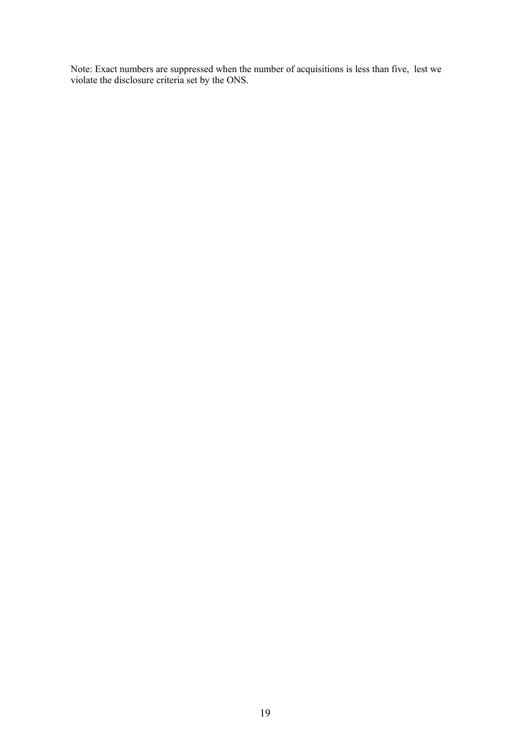Note: Exact numbers are suppressed when the number of acquisitions is less than five, lest we violate the disclosure criteria set by the ONS.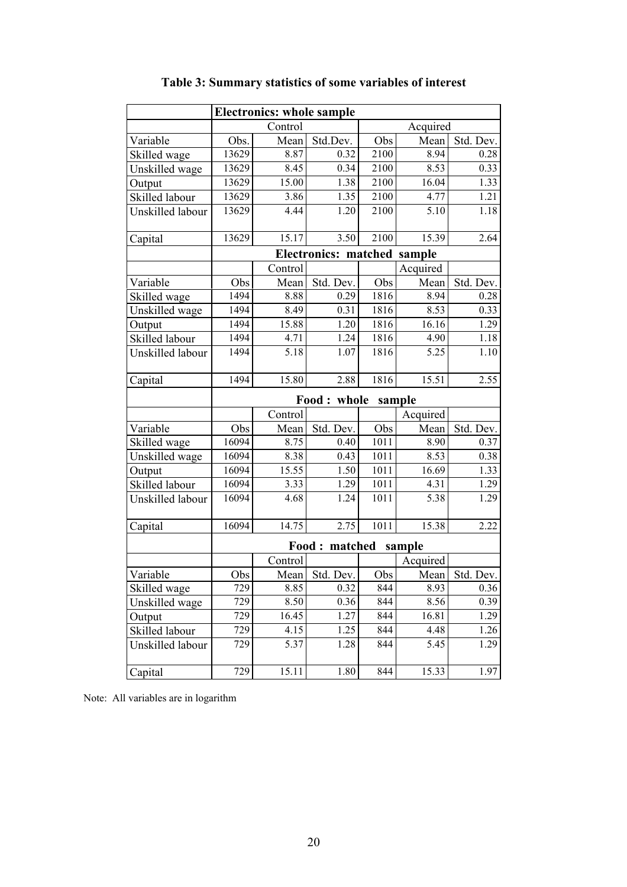# Table 3: Summary statistics of some variables of interest

| | Electronics: whole sample | | | | | |
|---|---|---|---|---|---|---|
| | Control | | | Acquired | | |
| Variable | Obs. | Mean | Std.Dev. | Obs | Mean | Std. Dev. |
| Skilled wage | 13629 | 8.87 | 0.32 | 2100 | 8.94 | 0.28 |
| Unskilled wage | 13629 | 8.45 | 0.34 | 2100 | 8.53 | 0.33 |
| Output | 13629 | 15.00 | 1.38 | 2100 | 16.04 | 1.33 |
| Skilled labour | 13629 | 3.86 | 1.35 | 2100 | 4.77 | 1.21 |
| Unskilled labour | 13629 | 4.44 | 1.20 | 2100 | 5.10 | 1.18 |
| Capital | 13629 | 15.17 | 3.50 | 2100 | 15.39 | 2.64 |
| | **Electronics: matched sample** | | | | | |
| | | Control | | | Acquired | |
| Variable | Obs | Mean | Std. Dev. | Obs | Mean | Std. Dev. |
| Skilled wage | 1494 | 8.88 | 0.29 | 1816 | 8.94 | 0.28 |
| Unskilled wage | 1494 | 8.49 | 0.31 | 1816 | 8.53 | 0.33 |
| Output | 1494 | 15.88 | 1.20 | 1816 | 16.16 | 1.29 |
| Skilled labour | 1494 | 4.71 | 1.24 | 1816 | 4.90 | 1.18 |
| Unskilled labour | 1494 | 5.18 | 1.07 | 1816 | 5.25 | 1.10 |
| Capital | 1494 | 15.80 | 2.88 | 1816 | 15.51 | 2.55 |
| | **Food : whole sample** | | | | | |
| | | Control | | | Acquired | |
| Variable | Obs | Mean | Std. Dev. | Obs | Mean | Std. Dev. |
| Skilled wage | 16094 | 8.75 | 0.40 | 1011 | 8.90 | 0.37 |
| Unskilled wage | 16094 | 8.38 | 0.43 | 1011 | 8.53 | 0.38 |
| Output | 16094 | 15.55 | 1.50 | 1011 | 16.69 | 1.33 |
| Skilled labour | 16094 | 3.33 | 1.29 | 1011 | 4.31 | 1.29 |
| Unskilled labour | 16094 | 4.68 | 1.24 | 1011 | 5.38 | 1.29 |
| Capital | 16094 | 14.75 | 2.75 | 1011 | 15.38 | 2.22 |
| | **Food : matched sample** | | | | | |
| | | Control | | | Acquired | |
| Variable | Obs | Mean | Std. Dev. | Obs | Mean | Std. Dev. |
| Skilled wage | 729 | 8.85 | 0.32 | 844 | 8.93 | 0.36 |
| Unskilled wage | 729 | 8.50 | 0.36 | 844 | 8.56 | 0.39 |
| Output | 729 | 16.45 | 1.27 | 844 | 16.81 | 1.29 |
| Skilled labour | 729 | 4.15 | 1.25 | 844 | 4.48 | 1.26 |
| Unskilled labour | 729 | 5.37 | 1.28 | 844 | 5.45 | 1.29 |
| Capital | 729 | 15.11 | 1.80 | 844 | 15.33 | 1.97 |

Note: All variables are in logarithm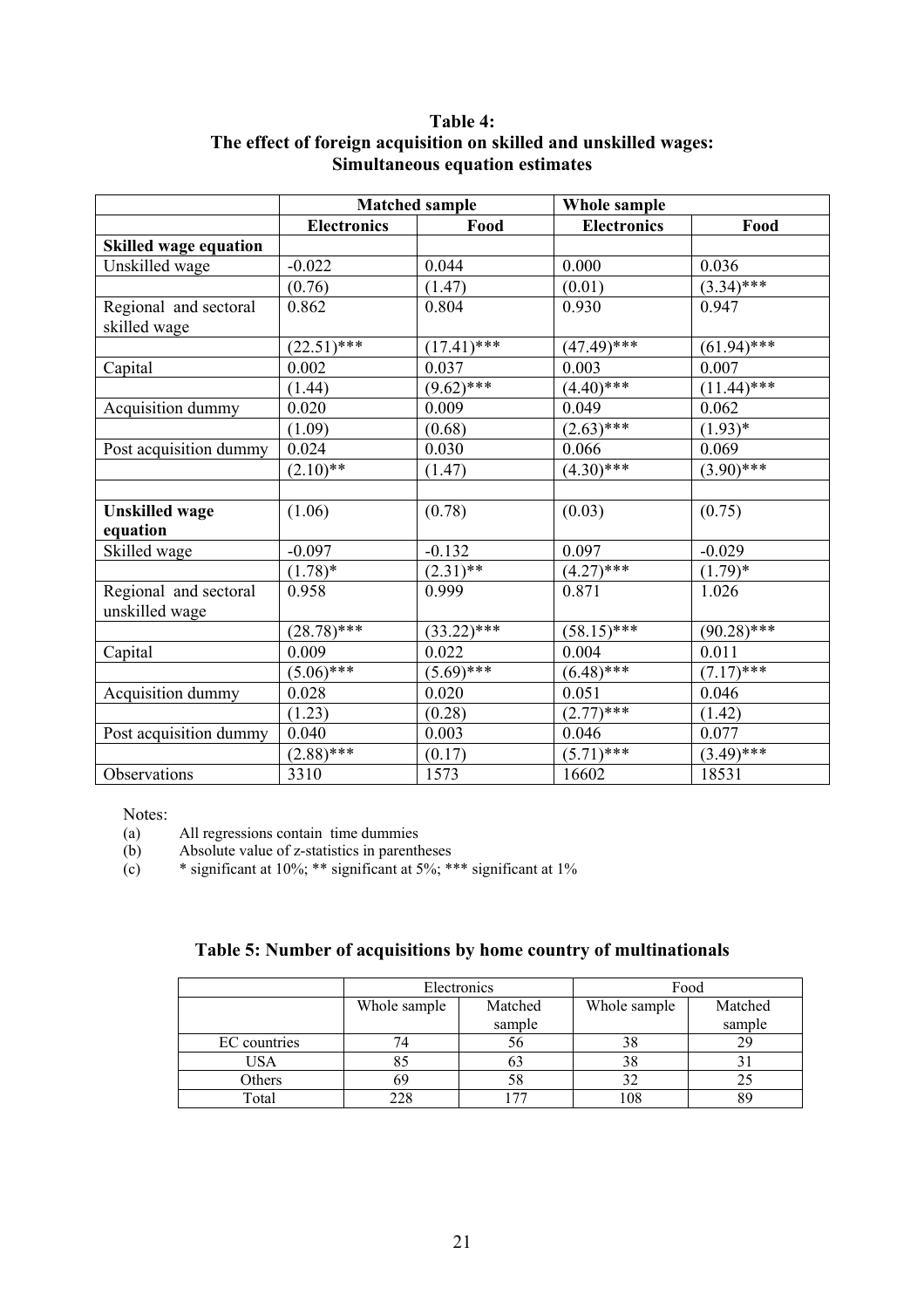**Table 4:**
**The effect of foreign acquisition on skilled and unskilled wages:**
**Simultaneous equation estimates**

| | Matched sample | | Whole sample | |
|---|---|---|---|---|
| | **Electronics** | **Food** | **Electronics** | **Food** |
| **Skilled wage equation** | | | | |
| Unskilled wage | -0.022 | 0.044 | 0.000 | 0.036 |
| | (0.76) | (1.47) | (0.01) | (3.34)*** |
| Regional and sectoral skilled wage | 0.862 | 0.804 | 0.930 | 0.947 |
| | (22.51)*** | (17.41)*** | (47.49)*** | (61.94)*** |
| Capital | 0.002 | 0.037 | 0.003 | 0.007 |
| | (1.44) | (9.62)*** | (4.40)*** | (11.44)*** |
| Acquisition dummy | 0.020 | 0.009 | 0.049 | 0.062 |
| | (1.09) | (0.68) | (2.63)*** | (1.93)* |
| Post acquisition dummy | 0.024 | 0.030 | 0.066 | 0.069 |
| | (2.10)** | (1.47) | (4.30)*** | (3.90)*** |
| | | | | |
| **Unskilled wage equation** | (1.06) | (0.78) | (0.03) | (0.75) |
| Skilled wage | -0.097 | -0.132 | 0.097 | -0.029 |
| | (1.78)* | (2.31)** | (4.27)*** | (1.79)* |
| Regional and sectoral unskilled wage | 0.958 | 0.999 | 0.871 | 1.026 |
| | (28.78)*** | (33.22)*** | (58.15)*** | (90.28)*** |
| Capital | 0.009 | 0.022 | 0.004 | 0.011 |
| | (5.06)*** | (5.69)*** | (6.48)*** | (7.17)*** |
| Acquisition dummy | 0.028 | 0.020 | 0.051 | 0.046 |
| | (1.23) | (0.28) | (2.77)*** | (1.42) |
| Post acquisition dummy | 0.040 | 0.003 | 0.046 | 0.077 |
| | (2.88)*** | (0.17) | (5.71)*** | (3.49)*** |
| Observations | 3310 | 1573 | 16602 | 18531 |

Notes:
(a) All regressions contain time dummies
(b) Absolute value of z-statistics in parentheses
(c) * significant at 10%; ** significant at 5%; *** significant at 1%

**Table 5: Number of acquisitions by home country of multinationals**

| | Electronics | | Food | |
|---|---|---|---|---|
| | Whole sample | Matched sample | Whole sample | Matched sample |
| EC countries | 74 | 56 | 38 | 29 |
| USA | 85 | 63 | 38 | 31 |
| Others | 69 | 58 | 32 | 25 |
| Total | 228 | 177 | 108 | 89 |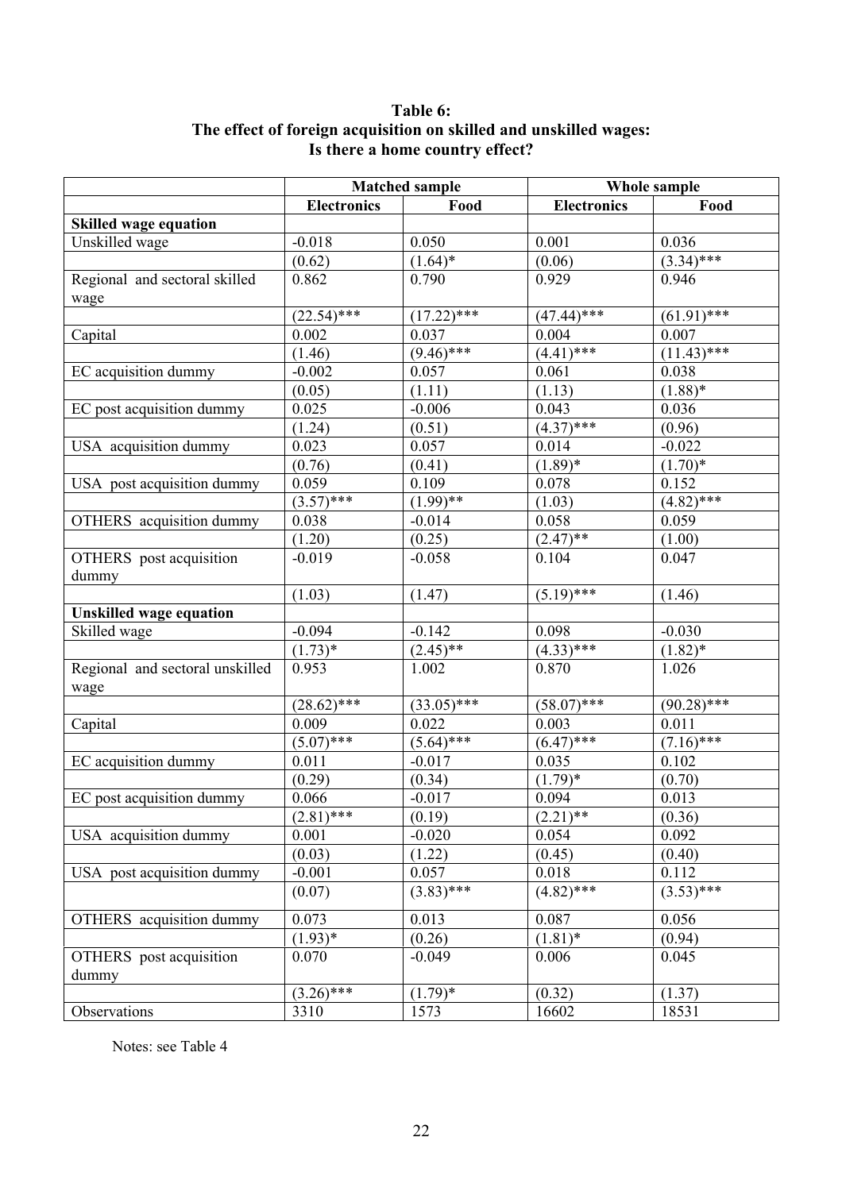**Table 6:**
**The effect of foreign acquisition on skilled and unskilled wages:**
**Is there a home country effect?**

| | Matched sample | | Whole sample | |
|---|---|---|---|---|
| | **Electronics** | **Food** | **Electronics** | **Food** |
| **Skilled wage equation** | | | | |
| Unskilled wage | -0.018 | 0.050 | 0.001 | 0.036 |
| | (0.62) | (1.64)* | (0.06) | (3.34)*** |
| Regional and sectoral skilled wage | 0.862 | 0.790 | 0.929 | 0.946 |
| | (22.54)*** | (17.22)*** | (47.44)*** | (61.91)*** |
| Capital | 0.002 | 0.037 | 0.004 | 0.007 |
| | (1.46) | (9.46)*** | (4.41)*** | (11.43)*** |
| EC acquisition dummy | -0.002 | 0.057 | 0.061 | 0.038 |
| | (0.05) | (1.11) | (1.13) | (1.88)* |
| EC post acquisition dummy | 0.025 | -0.006 | 0.043 | 0.036 |
| | (1.24) | (0.51) | (4.37)*** | (0.96) |
| USA acquisition dummy | 0.023 | 0.057 | 0.014 | -0.022 |
| | (0.76) | (0.41) | (1.89)* | (1.70)* |
| USA post acquisition dummy | 0.059 | 0.109 | 0.078 | 0.152 |
| | (3.57)*** | (1.99)** | (1.03) | (4.82)*** |
| OTHERS acquisition dummy | 0.038 | -0.014 | 0.058 | 0.059 |
| | (1.20) | (0.25) | (2.47)** | (1.00) |
| OTHERS post acquisition dummy | -0.019 | -0.058 | 0.104 | 0.047 |
| | (1.03) | (1.47) | (5.19)*** | (1.46) |
| **Unskilled wage equation** | | | | |
| Skilled wage | -0.094 | -0.142 | 0.098 | -0.030 |
| | (1.73)* | (2.45)** | (4.33)*** | (1.82)* |
| Regional and sectoral unskilled wage | 0.953 | 1.002 | 0.870 | 1.026 |
| | (28.62)*** | (33.05)*** | (58.07)*** | (90.28)*** |
| Capital | 0.009 | 0.022 | 0.003 | 0.011 |
| | (5.07)*** | (5.64)*** | (6.47)*** | (7.16)*** |
| EC acquisition dummy | 0.011 | -0.017 | 0.035 | 0.102 |
| | (0.29) | (0.34) | (1.79)* | (0.70) |
| EC post acquisition dummy | 0.066 | -0.017 | 0.094 | 0.013 |
| | (2.81)*** | (0.19) | (2.21)** | (0.36) |
| USA acquisition dummy | 0.001 | -0.020 | 0.054 | 0.092 |
| | (0.03) | (1.22) | (0.45) | (0.40) |
| USA post acquisition dummy | -0.001 | 0.057 | 0.018 | 0.112 |
| | (0.07) | (3.83)*** | (4.82)*** | (3.53)*** |
| OTHERS acquisition dummy | 0.073 | 0.013 | 0.087 | 0.056 |
| | (1.93)* | (0.26) | (1.81)* | (0.94) |
| OTHERS post acquisition dummy | 0.070 | -0.049 | 0.006 | 0.045 |
| | (3.26)*** | (1.79)* | (0.32) | (1.37) |
| Observations | 3310 | 1573 | 16602 | 18531 |

Notes: see Table 4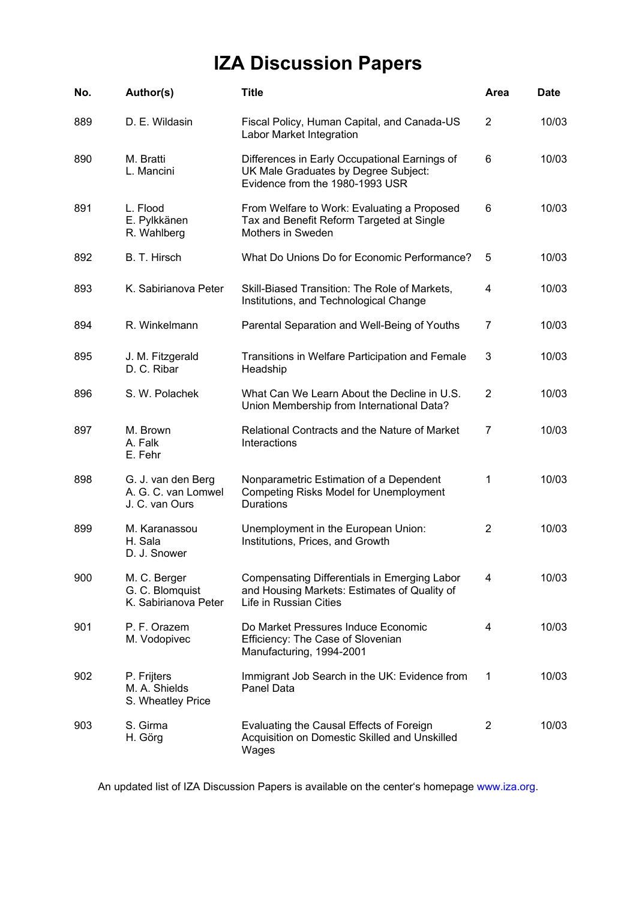# IZA Discussion Papers

| No. | Author(s) | Title | Area | Date |
|---|---|---|---|---|
| 889 | D. E. Wildasin | Fiscal Policy, Human Capital, and Canada-US Labor Market Integration | 2 | 10/03 |
| 890 | M. Bratti<br>L. Mancini | Differences in Early Occupational Earnings of UK Male Graduates by Degree Subject: Evidence from the 1980-1993 USR | 6 | 10/03 |
| 891 | L. Flood<br>E. Pylkkänen<br>R. Wahlberg | From Welfare to Work: Evaluating a Proposed Tax and Benefit Reform Targeted at Single Mothers in Sweden | 6 | 10/03 |
| 892 | B. T. Hirsch | What Do Unions Do for Economic Performance? | 5 | 10/03 |
| 893 | K. Sabirianova Peter | Skill-Biased Transition: The Role of Markets, Institutions, and Technological Change | 4 | 10/03 |
| 894 | R. Winkelmann | Parental Separation and Well-Being of Youths | 7 | 10/03 |
| 895 | J. M. Fitzgerald<br>D. C. Ribar | Transitions in Welfare Participation and Female Headship | 3 | 10/03 |
| 896 | S. W. Polachek | What Can We Learn About the Decline in U.S. Union Membership from International Data? | 2 | 10/03 |
| 897 | M. Brown<br>A. Falk<br>E. Fehr | Relational Contracts and the Nature of Market Interactions | 7 | 10/03 |
| 898 | G. J. van den Berg<br>A. G. C. van Lomwel<br>J. C. van Ours | Nonparametric Estimation of a Dependent Competing Risks Model for Unemployment Durations | 1 | 10/03 |
| 899 | M. Karanassou<br>H. Sala<br>D. J. Snower | Unemployment in the European Union: Institutions, Prices, and Growth | 2 | 10/03 |
| 900 | M. C. Berger<br>G. C. Blomquist<br>K. Sabirianova Peter | Compensating Differentials in Emerging Labor and Housing Markets: Estimates of Quality of Life in Russian Cities | 4 | 10/03 |
| 901 | P. F. Orazem<br>M. Vodopivec | Do Market Pressures Induce Economic Efficiency: The Case of Slovenian Manufacturing, 1994-2001 | 4 | 10/03 |
| 902 | P. Frijters<br>M. A. Shields<br>S. Wheatley Price | Immigrant Job Search in the UK: Evidence from Panel Data | 1 | 10/03 |
| 903 | S. Girma<br>H. Görg | Evaluating the Causal Effects of Foreign Acquisition on Domestic Skilled and Unskilled Wages | 2 | 10/03 |

An updated list of IZA Discussion Papers is available on the center's homepage www.iza.org.